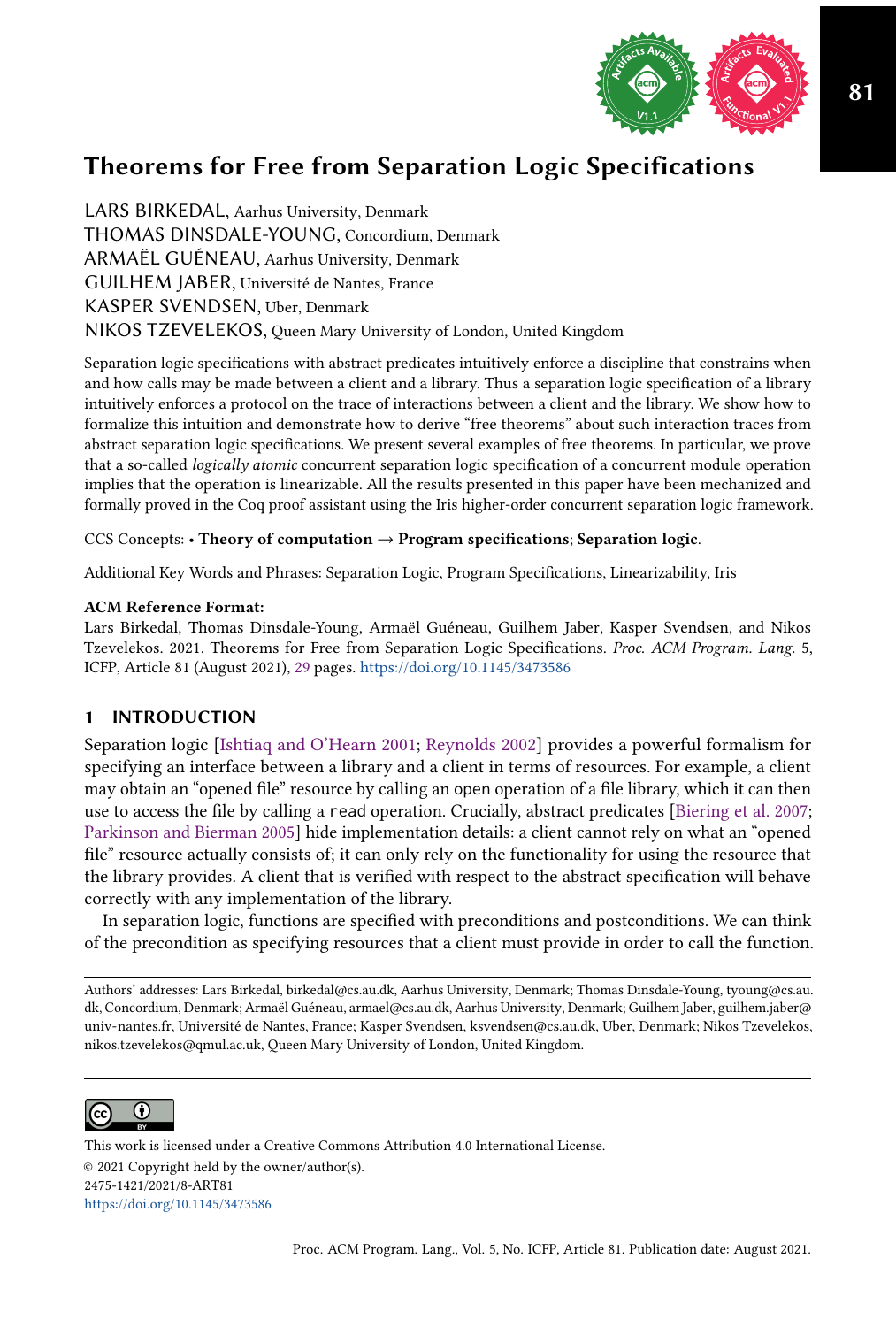# Theorems for Free from Separation Logic Specifications

LARS BIRKEDAL, Aarhus University, Denmark
THOMAS DINSDALE-YOUNG, Concordium, Denmark
ARMAËL GUÉNEAU, Aarhus University, Denmark
GUILHEM JABER, Université de Nantes, France
KASPER SVENDSEN, Uber, Denmark
NIKOS TZEVELEKOS, Queen Mary University of London, United Kingdom

Separation logic specifications with abstract predicates intuitively enforce a discipline that constrains when and how calls may be made between a client and a library. Thus a separation logic specification of a library intuitively enforces a protocol on the trace of interactions between a client and the library. We show how to formalize this intuition and demonstrate how to derive "free theorems" about such interaction traces from abstract separation logic specifications. We present several examples of free theorems. In particular, we prove that a so-called *logically atomic* concurrent separation logic specification of a concurrent module operation implies that the operation is linearizable. All the results presented in this paper have been mechanized and formally proved in the Coq proof assistant using the Iris higher-order concurrent separation logic framework.

CCS Concepts: • **Theory of computation** → **Program specifications**; **Separation logic**.

Additional Key Words and Phrases: Separation Logic, Program Specifications, Linearizability, Iris

**ACM Reference Format:**
Lars Birkedal, Thomas Dinsdale-Young, Armaël Guéneau, Guilhem Jaber, Kasper Svendsen, and Nikos Tzevelekos. 2021. Theorems for Free from Separation Logic Specifications. *Proc. ACM Program. Lang.* 5, ICFP, Article 81 (August 2021), 29 pages. https://doi.org/10.1145/3473586

## 1 INTRODUCTION

Separation logic [Ishtiaq and O'Hearn 2001; Reynolds 2002] provides a powerful formalism for specifying an interface between a library and a client in terms of resources. For example, a client may obtain an "opened file" resource by calling an open operation of a file library, which it can then use to access the file by calling a read operation. Crucially, abstract predicates [Biering et al. 2007; Parkinson and Bierman 2005] hide implementation details: a client cannot rely on what an "opened file" resource actually consists of; it can only rely on the functionality for using the resource that the library provides. A client that is verified with respect to the abstract specification will behave correctly with any implementation of the library.

In separation logic, functions are specified with preconditions and postconditions. We can think of the precondition as specifying resources that a client must provide in order to call the function.

Authors' addresses: Lars Birkedal, birkedal@cs.au.dk, Aarhus University, Denmark; Thomas Dinsdale-Young, tyoung@cs.au.dk, Concordium, Denmark; Armaël Guéneau, armael@cs.au.dk, Aarhus University, Denmark; Guilhem Jaber, guilhem.jaber@univ-nantes.fr, Université de Nantes, France; Kasper Svendsen, ksvendsen@cs.au.dk, Uber, Denmark; Nikos Tzevelekos, nikos.tzevelekos@qmul.ac.uk, Queen Mary University of London, United Kingdom.

This work is licensed under a Creative Commons Attribution 4.0 International License.
© 2021 Copyright held by the owner/author(s).
2475-1421/2021/8-ART81
https://doi.org/10.1145/3473586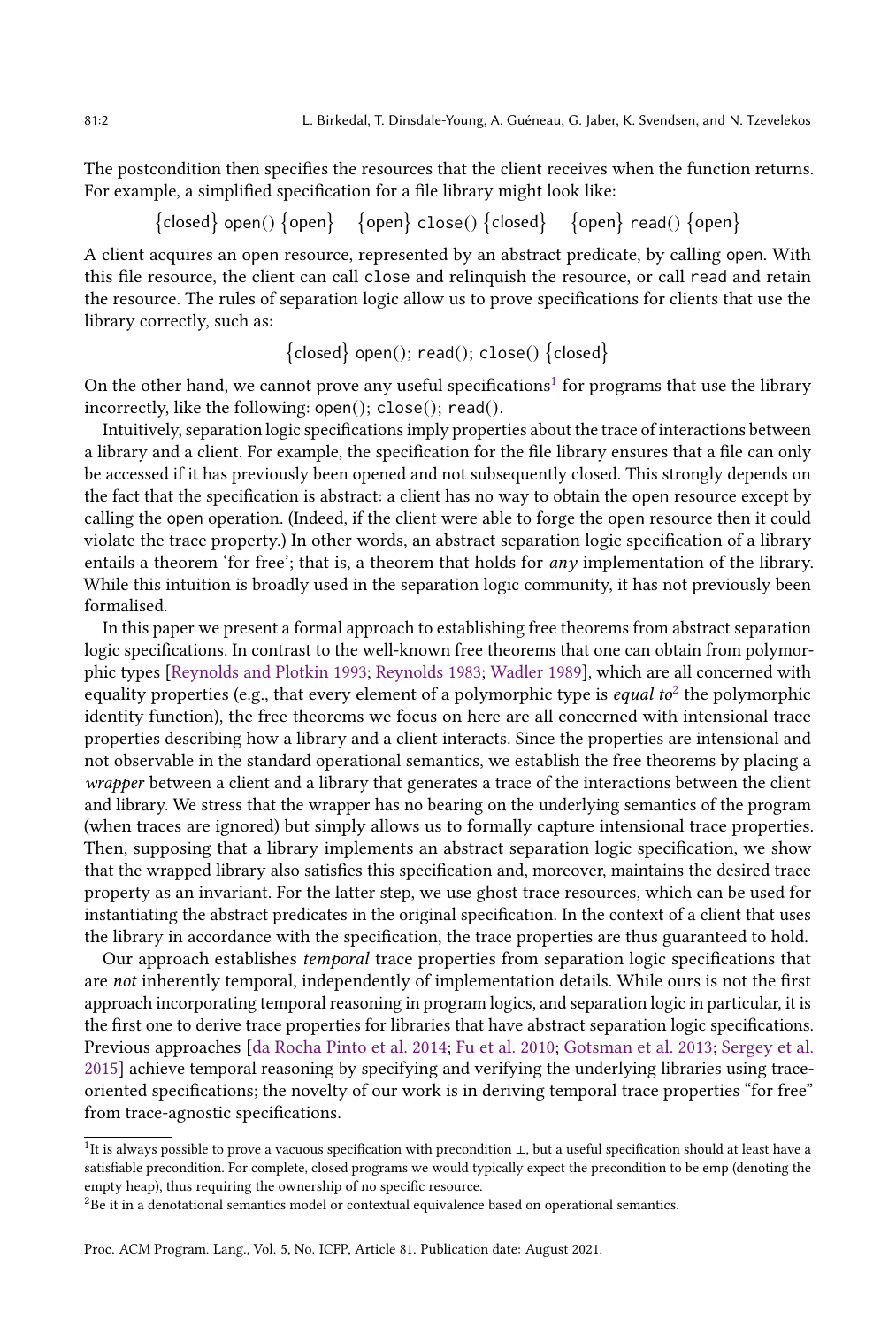The postcondition then specifies the resources that the client receives when the function returns. For example, a simplified specification for a file library might look like:

$$\{\mathsf{closed}\}\ \mathsf{open}()\ \{\mathsf{open}\} \quad \{\mathsf{open}\}\ \mathtt{close}()\ \{\mathsf{closed}\} \quad \{\mathsf{open}\}\ \mathtt{read}()\ \{\mathsf{open}\}$$

A client acquires an open resource, represented by an abstract predicate, by calling open. With this file resource, the client can call close and relinquish the resource, or call read and retain the resource. The rules of separation logic allow us to prove specifications for clients that use the library correctly, such as:

$$\{\mathsf{closed}\}\ \mathsf{open}();\ \mathtt{read}();\ \mathtt{close}()\ \{\mathsf{closed}\}$$

On the other hand, we cannot prove any useful specifications[1] for programs that use the library incorrectly, like the following: open(); close(); read().

Intuitively, separation logic specifications imply properties about the trace of interactions between a library and a client. For example, the specification for the file library ensures that a file can only be accessed if it has previously been opened and not subsequently closed. This strongly depends on the fact that the specification is abstract: a client has no way to obtain the open resource except by calling the open operation. (Indeed, if the client were able to forge the open resource then it could violate the trace property.) In other words, an abstract separation logic specification of a library entails a theorem 'for free'; that is, a theorem that holds for *any* implementation of the library. While this intuition is broadly used in the separation logic community, it has not previously been formalised.

In this paper we present a formal approach to establishing free theorems from abstract separation logic specifications. In contrast to the well-known free theorems that one can obtain from polymorphic types [Reynolds and Plotkin 1993; Reynolds 1983; Wadler 1989], which are all concerned with equality properties (e.g., that every element of a polymorphic type is *equal to*[2] the polymorphic identity function), the free theorems we focus on here are all concerned with intensional trace properties describing how a library and a client interacts. Since the properties are intensional and not observable in the standard operational semantics, we establish the free theorems by placing a *wrapper* between a client and a library that generates a trace of the interactions between the client and library. We stress that the wrapper has no bearing on the underlying semantics of the program (when traces are ignored) but simply allows us to formally capture intensional trace properties. Then, supposing that a library implements an abstract separation logic specification, we show that the wrapped library also satisfies this specification and, moreover, maintains the desired trace property as an invariant. For the latter step, we use ghost trace resources, which can be used for instantiating the abstract predicates in the original specification. In the context of a client that uses the library in accordance with the specification, the trace properties are thus guaranteed to hold.

Our approach establishes *temporal* trace properties from separation logic specifications that are *not* inherently temporal, independently of implementation details. While ours is not the first approach incorporating temporal reasoning in program logics, and separation logic in particular, it is the first one to derive trace properties for libraries that have abstract separation logic specifications. Previous approaches [da Rocha Pinto et al. 2014; Fu et al. 2010; Gotsman et al. 2013; Sergey et al. 2015] achieve temporal reasoning by specifying and verifying the underlying libraries using trace-oriented specifications; the novelty of our work is in deriving temporal trace properties "for free" from trace-agnostic specifications.

---

[1] It is always possible to prove a vacuous specification with precondition $\bot$, but a useful specification should at least have a satisfiable precondition. For complete, closed programs we would typically expect the precondition to be emp (denoting the empty heap), thus requiring the ownership of no specific resource.

[2] Be it in a denotational semantics model or contextual equivalence based on operational semantics.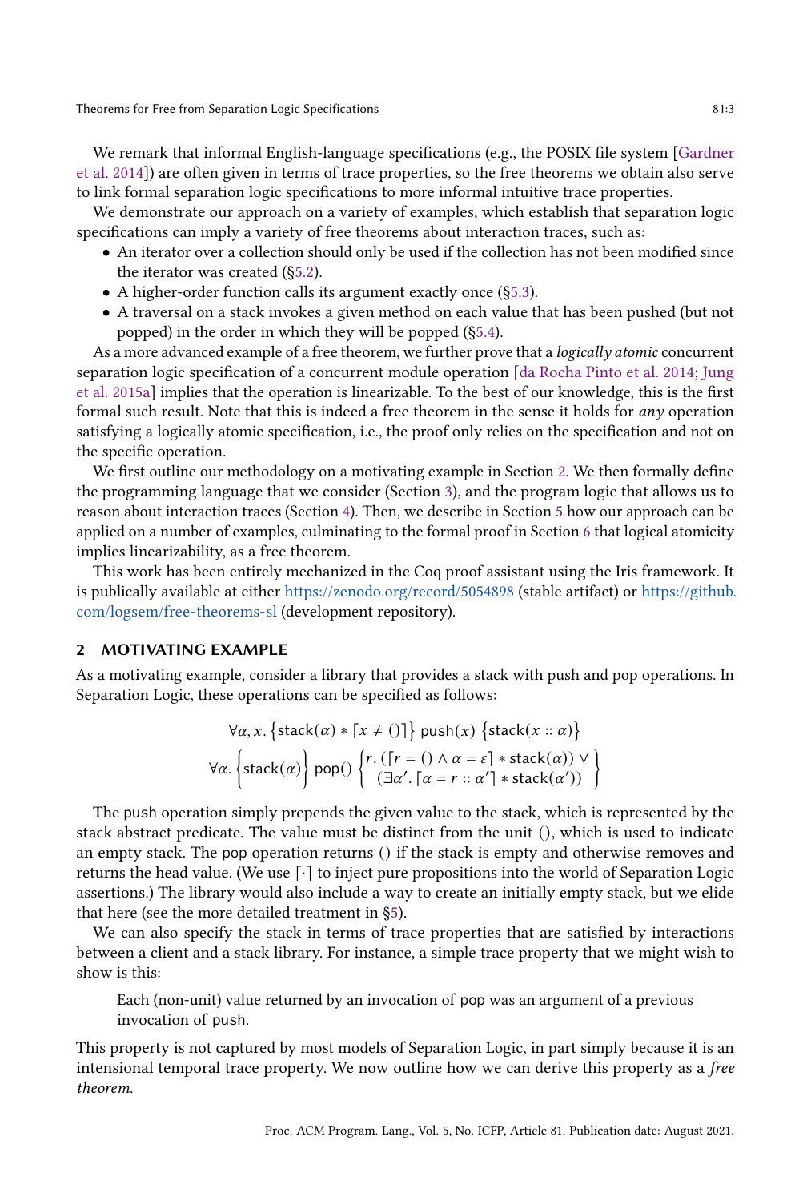We remark that informal English-language specifications (e.g., the POSIX file system [Gardner et al. 2014]) are often given in terms of trace properties, so the free theorems we obtain also serve to link formal separation logic specifications to more informal intuitive trace properties.

We demonstrate our approach on a variety of examples, which establish that separation logic specifications can imply a variety of free theorems about interaction traces, such as:

- An iterator over a collection should only be used if the collection has not been modified since the iterator was created (§5.2).
- A higher-order function calls its argument exactly once (§5.3).
- A traversal on a stack invokes a given method on each value that has been pushed (but not popped) in the order in which they will be popped (§5.4).

As a more advanced example of a free theorem, we further prove that a *logically atomic* concurrent separation logic specification of a concurrent module operation [da Rocha Pinto et al. 2014; Jung et al. 2015a] implies that the operation is linearizable. To the best of our knowledge, this is the first formal such result. Note that this is indeed a free theorem in the sense it holds for *any* operation satisfying a logically atomic specification, i.e., the proof only relies on the specification and not on the specific operation.

We first outline our methodology on a motivating example in Section 2. We then formally define the programming language that we consider (Section 3), and the program logic that allows us to reason about interaction traces (Section 4). Then, we describe in Section 5 how our approach can be applied on a number of examples, culminating to the formal proof in Section 6 that logical atomicity implies linearizability, as a free theorem.

This work has been entirely mechanized in the Coq proof assistant using the Iris framework. It is publically available at either https://zenodo.org/record/5054898 (stable artifact) or https://github.com/logsem/free-theorems-sl (development repository).

## 2 MOTIVATING EXAMPLE

As a motivating example, consider a library that provides a stack with push and pop operations. In Separation Logic, these operations can be specified as follows:

$$\forall \alpha, x. \left\{\mathsf{stack}(\alpha) * \lceil x \neq () \rceil\right\} \; \mathsf{push}(x) \; \left\{\mathsf{stack}(x :: \alpha)\right\}$$

$$\forall \alpha. \left\{\mathsf{stack}(\alpha)\right\} \; \mathsf{pop}() \; \left\{\begin{array}{l} r.\ (\lceil r = () \land \alpha = \varepsilon \rceil * \mathsf{stack}(\alpha)) \lor \\ \quad (\exists \alpha'.\ \lceil \alpha = r :: \alpha' \rceil * \mathsf{stack}(\alpha')) \end{array}\right\}$$

The push operation simply prepends the given value to the stack, which is represented by the stack abstract predicate. The value must be distinct from the unit $()$, which is used to indicate an empty stack. The pop operation returns $()$ if the stack is empty and otherwise removes and returns the head value. (We use $\lceil \cdot \rceil$ to inject pure propositions into the world of Separation Logic assertions.) The library would also include a way to create an initially empty stack, but we elide that here (see the more detailed treatment in §5).

We can also specify the stack in terms of trace properties that are satisfied by interactions between a client and a stack library. For instance, a simple trace property that we might wish to show is this:

> Each (non-unit) value returned by an invocation of pop was an argument of a previous invocation of push.

This property is not captured by most models of Separation Logic, in part simply because it is an intensional temporal trace property. We now outline how we can derive this property as a *free theorem*.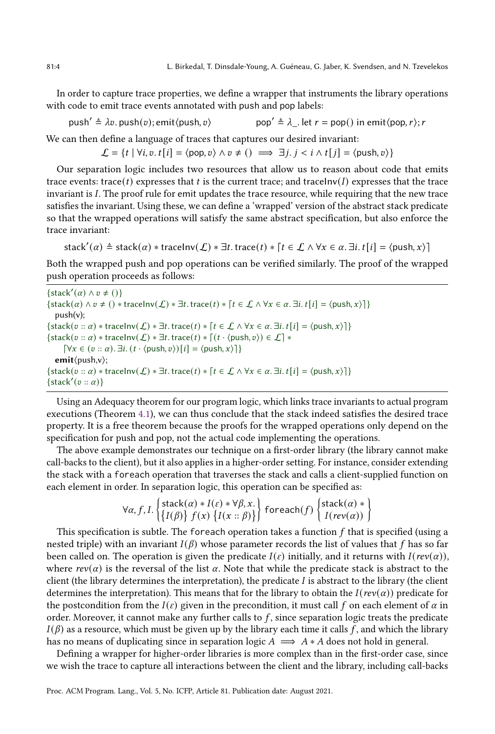In order to capture trace properties, we define a wrapper that instruments the library operations with code to emit trace events annotated with push and pop labels:

$$\mathsf{push}' \triangleq \lambda v.\, \mathsf{push}(v); \mathsf{emit}\langle \mathsf{push}, v\rangle \qquad\qquad \mathsf{pop}' \triangleq \lambda\_.\, \mathsf{let}\ r = \mathsf{pop}()\ \mathsf{in}\ \mathsf{emit}\langle \mathsf{pop}, r\rangle; r$$

We can then define a language of traces that captures our desired invariant:

$$\mathcal{L} = \{t \mid \forall i, v.\, t[i] = \langle \mathsf{pop}, v\rangle \wedge v \neq () \implies \exists j.\, j < i \wedge t[j] = \langle \mathsf{push}, v\rangle\}$$

Our separation logic includes two resources that allow us to reason about code that emits trace events: $\mathsf{trace}(t)$ expresses that $t$ is the current trace; and $\mathsf{traceInv}(I)$ expresses that the trace invariant is $I$. The proof rule for emit updates the trace resource, while requiring that the new trace satisfies the invariant. Using these, we can define a 'wrapped' version of the abstract stack predicate so that the wrapped operations will satisfy the same abstract specification, but also enforce the trace invariant:

$$\mathsf{stack}'(\alpha) \triangleq \mathsf{stack}(\alpha) * \mathsf{traceInv}(\mathcal{L}) * \exists t.\, \mathsf{trace}(t) * \lceil t \in \mathcal{L} \wedge \forall x \in \alpha.\, \exists i.\, t[i] = \langle \mathsf{push}, x\rangle \rceil$$

Both the wrapped push and pop operations can be verified similarly. The proof of the wrapped push operation proceeds as follows:

$\{\mathsf{stack}'(\alpha) \wedge v \neq ()\}$
$\{\mathsf{stack}(\alpha) \wedge v \neq () * \mathsf{traceInv}(\mathcal{L}) * \exists t.\, \mathsf{trace}(t) * \lceil t \in \mathcal{L} \wedge \forall x \in \alpha.\, \exists i.\, t[i] = \langle \mathsf{push}, x\rangle \rceil\}$
  push(v);
$\{\mathsf{stack}(v :: \alpha) * \mathsf{traceInv}(\mathcal{L}) * \exists t.\, \mathsf{trace}(t) * \lceil t \in \mathcal{L} \wedge \forall x \in \alpha.\, \exists i.\, t[i] = \langle \mathsf{push}, x\rangle \rceil\}$
$\{\mathsf{stack}(v :: \alpha) * \mathsf{traceInv}(\mathcal{L}) * \exists t.\, \mathsf{trace}(t) * \lceil (t \cdot \langle \mathsf{push}, v\rangle) \in \mathcal{L} \rceil *$
  $\lceil \forall x \in (v :: \alpha).\, \exists i.\, (t \cdot \langle \mathsf{push}, v\rangle)[i] = \langle \mathsf{push}, x\rangle \rceil\}$
  **emit**⟨push,v⟩;
$\{\mathsf{stack}(v :: \alpha) * \mathsf{traceInv}(\mathcal{L}) * \exists t.\, \mathsf{trace}(t) * \lceil t \in \mathcal{L} \wedge \forall x \in \alpha.\, \exists i.\, t[i] = \langle \mathsf{push}, x\rangle \rceil\}$
$\{\mathsf{stack}'(v :: \alpha)\}$

Using an Adequacy theorem for our program logic, which links trace invariants to actual program executions (Theorem 4.1), we can thus conclude that the stack indeed satisfies the desired trace property. It is a free theorem because the proofs for the wrapped operations only depend on the specification for push and pop, not the actual code implementing the operations.

The above example demonstrates our technique on a first-order library (the library cannot make call-backs to the client), but it also applies in a higher-order setting. For instance, consider extending the stack with a `foreach` operation that traverses the stack and calls a client-supplied function on each element in order. In separation logic, this operation can be specified as:

$$\forall \alpha, f, I. \begin{Bmatrix} \mathsf{stack}(\alpha) * I(\varepsilon) * \forall \beta, x. \\ \{I(\beta)\}\ f(x)\ \{I(x :: \beta)\} \end{Bmatrix}\ \mathtt{foreach}(f)\ \begin{Bmatrix} \mathsf{stack}(\alpha) * \\ I(rev(\alpha)) \end{Bmatrix}$$

This specification is subtle. The `foreach` operation takes a function $f$ that is specified (using a nested triple) with an invariant $I(\beta)$ whose parameter records the list of values that $f$ has so far been called on. The operation is given the predicate $I(\varepsilon)$ initially, and it returns with $I(rev(\alpha))$, where $rev(\alpha)$ is the reversal of the list $\alpha$. Note that while the predicate stack is abstract to the client (the library determines the interpretation), the predicate $I$ is abstract to the library (the client determines the interpretation). This means that for the library to obtain the $I(rev(\alpha))$ predicate for the postcondition from the $I(\varepsilon)$ given in the precondition, it must call $f$ on each element of $\alpha$ in order. Moreover, it cannot make any further calls to $f$, since separation logic treats the predicate $I(\beta)$ as a resource, which must be given up by the library each time it calls $f$, and which the library has no means of duplicating since in separation logic $A \implies A * A$ does not hold in general.

Defining a wrapper for higher-order libraries is more complex than in the first-order case, since we wish the trace to capture all interactions between the client and the library, including call-backs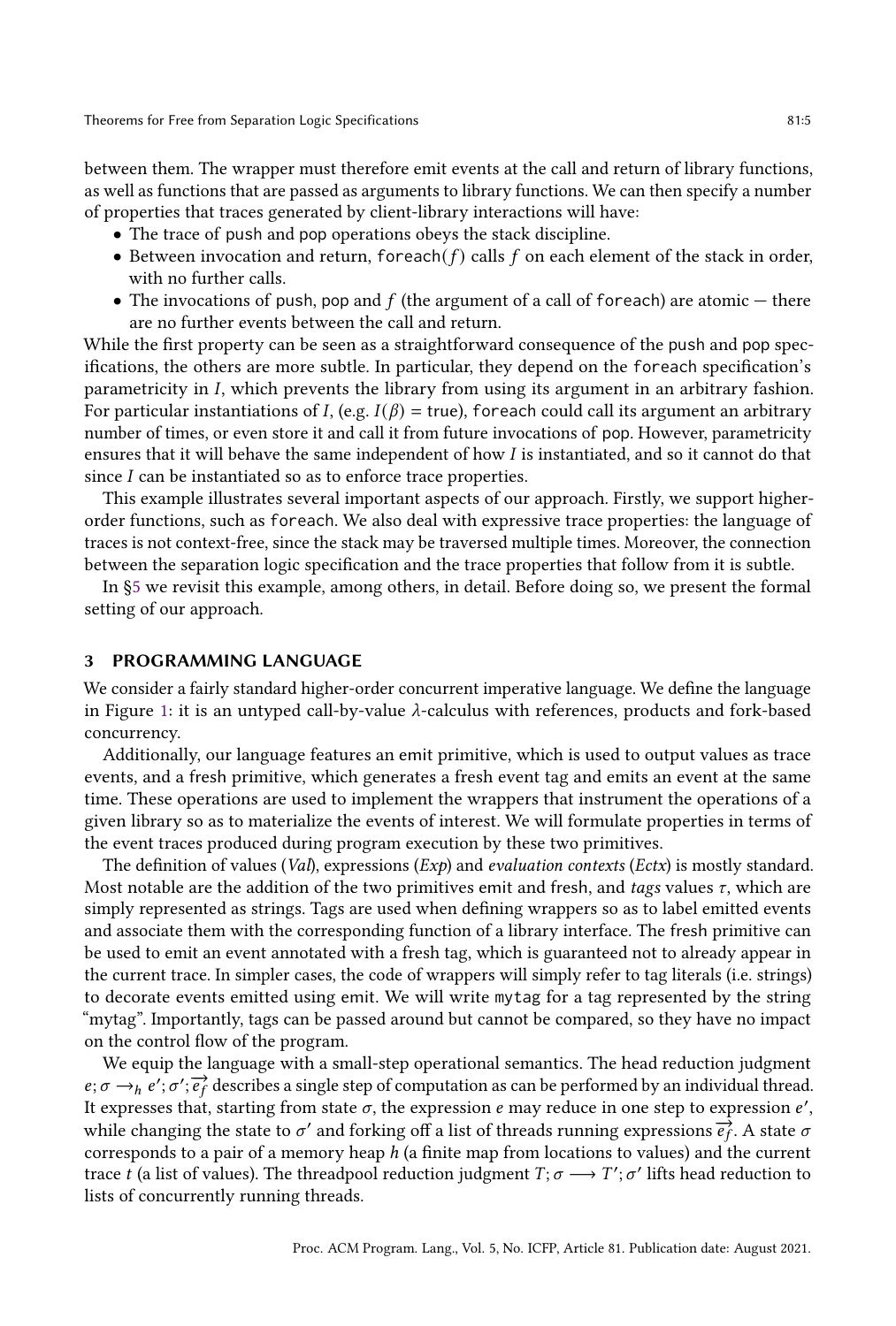between them. The wrapper must therefore emit events at the call and return of library functions, as well as functions that are passed as arguments to library functions. We can then specify a number of properties that traces generated by client-library interactions will have:

- The trace of push and pop operations obeys the stack discipline.
- Between invocation and return, foreach($f$) calls $f$ on each element of the stack in order, with no further calls.
- The invocations of push, pop and $f$ (the argument of a call of foreach) are atomic — there are no further events between the call and return.

While the first property can be seen as a straightforward consequence of the push and pop specifications, the others are more subtle. In particular, they depend on the foreach specification's parametricity in $I$, which prevents the library from using its argument in an arbitrary fashion. For particular instantiations of $I$, (e.g. $I(\beta) = \mathsf{true}$), foreach could call its argument an arbitrary number of times, or even store it and call it from future invocations of pop. However, parametricity ensures that it will behave the same independent of how $I$ is instantiated, and so it cannot do that since $I$ can be instantiated so as to enforce trace properties.

This example illustrates several important aspects of our approach. Firstly, we support higher-order functions, such as foreach. We also deal with expressive trace properties: the language of traces is not context-free, since the stack may be traversed multiple times. Moreover, the connection between the separation logic specification and the trace properties that follow from it is subtle.

In §5 we revisit this example, among others, in detail. Before doing so, we present the formal setting of our approach.

## 3 PROGRAMMING LANGUAGE

We consider a fairly standard higher-order concurrent imperative language. We define the language in Figure 1: it is an untyped call-by-value $\lambda$-calculus with references, products and fork-based concurrency.

Additionally, our language features an emit primitive, which is used to output values as trace events, and a fresh primitive, which generates a fresh event tag and emits an event at the same time. These operations are used to implement the wrappers that instrument the operations of a given library so as to materialize the events of interest. We will formulate properties in terms of the event traces produced during program execution by these two primitives.

The definition of values (*Val*), expressions (*Exp*) and *evaluation contexts* (*Ectx*) is mostly standard. Most notable are the addition of the two primitives emit and fresh, and *tags* values $\tau$, which are simply represented as strings. Tags are used when defining wrappers so as to label emitted events and associate them with the corresponding function of a library interface. The fresh primitive can be used to emit an event annotated with a fresh tag, which is guaranteed not to already appear in the current trace. In simpler cases, the code of wrappers will simply refer to tag literals (i.e. strings) to decorate events emitted using emit. We will write mytag for a tag represented by the string "mytag". Importantly, tags can be passed around but cannot be compared, so they have no impact on the control flow of the program.

We equip the language with a small-step operational semantics. The head reduction judgment $e; \sigma \rightarrow_h e'; \sigma'; \overrightarrow{e_f}$ describes a single step of computation as can be performed by an individual thread. It expresses that, starting from state $\sigma$, the expression $e$ may reduce in one step to expression $e'$, while changing the state to $\sigma'$ and forking off a list of threads running expressions $\overrightarrow{e_f}$. A state $\sigma$ corresponds to a pair of a memory heap $h$ (a finite map from locations to values) and the current trace $t$ (a list of values). The threadpool reduction judgment $T; \sigma \longrightarrow T'; \sigma'$ lifts head reduction to lists of concurrently running threads.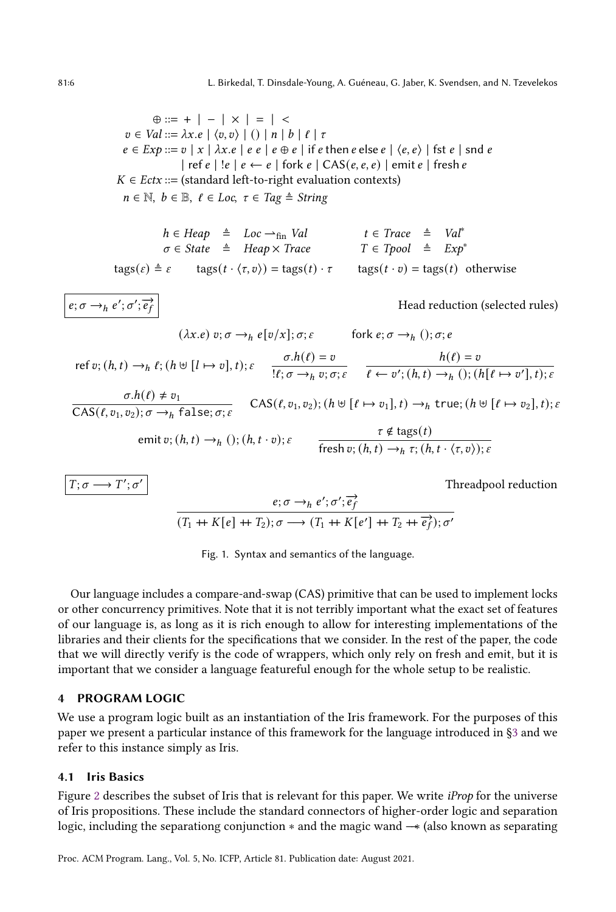$$
\begin{aligned}
\oplus &::= + \mid - \mid \times \mid = \mid < \\
v \in Val &::= \lambda x.e \mid \langle v, v\rangle \mid () \mid n \mid b \mid \ell \mid \tau \\
e \in Exp &::= v \mid x \mid \lambda x.e \mid e\ e \mid e \oplus e \mid \mathsf{if}\ e\ \mathsf{then}\ e\ \mathsf{else}\ e \mid \langle e, e\rangle \mid \mathsf{fst}\ e \mid \mathsf{snd}\ e \\
&\quad\mid \mathsf{ref}\ e \mid !e \mid e \leftarrow e \mid \mathsf{fork}\ e \mid \mathsf{CAS}(e,e,e) \mid \mathsf{emit}\ e \mid \mathsf{fresh}\ e \\
K \in Ectx &::= \text{(standard left-to-right evaluation contexts)} \\
& n \in \mathbb{N},\ b \in \mathbb{B},\ \ell \in Loc,\ \tau \in Tag \triangleq String
\end{aligned}
$$

$$
\begin{aligned}
h \in Heap &\triangleq Loc \rightharpoonup_{\text{fin}} Val \qquad & t \in Trace &\triangleq Val^* \\
\sigma \in State &\triangleq Heap \times Trace \qquad & T \in Tpool &\triangleq Exp^*
\end{aligned}
$$

$$
\text{tags}(\varepsilon) \triangleq \varepsilon \qquad \text{tags}(t \cdot \langle \tau, v\rangle) = \text{tags}(t) \cdot \tau \qquad \text{tags}(t \cdot v) = \text{tags}(t) \ \ \text{otherwise}
$$

$\boxed{e; \sigma \rightarrow_h e'; \sigma'; \overrightarrow{e_f}}$ Head reduction (selected rules)

$$
(\lambda x.e)\ v; \sigma \rightarrow_h e[v/x]; \sigma; \varepsilon \qquad \mathsf{fork}\ e; \sigma \rightarrow_h (); \sigma; e
$$

$$
\mathsf{ref}\ v; (h,t) \rightarrow_h \ell; (h \uplus [l \mapsto v], t); \varepsilon \qquad \frac{\sigma.h(\ell) = v}{!\ell; \sigma \rightarrow_h v; \sigma; \varepsilon} \qquad \frac{h(\ell) = v}{\ell \leftarrow v'; (h,t) \rightarrow_h (); (h[\ell \mapsto v'], t); \varepsilon}
$$

$$
\frac{\sigma.h(\ell) \neq v_1}{\mathsf{CAS}(\ell, v_1, v_2); \sigma \rightarrow_h \mathtt{false}; \sigma; \varepsilon} \qquad \mathsf{CAS}(\ell, v_1, v_2); (h \uplus [\ell \mapsto v_1], t) \rightarrow_h \mathtt{true}; (h \uplus [\ell \mapsto v_2], t); \varepsilon
$$

$$
\mathsf{emit}\ v; (h,t) \rightarrow_h (); (h, t \cdot v); \varepsilon \qquad \frac{\tau \notin \text{tags}(t)}{\mathsf{fresh}\ v; (h,t) \rightarrow_h \tau; (h, t \cdot \langle \tau, v\rangle); \varepsilon}
$$

$\boxed{T; \sigma \longrightarrow T'; \sigma'}$ Threadpool reduction

$$
\frac{e; \sigma \rightarrow_h e'; \sigma'; \overrightarrow{e_f}}{(T_1 +\!\!+\ K[e] +\!\!+\ T_2); \sigma \longrightarrow (T_1 +\!\!+\ K[e'] +\!\!+\ T_2 +\!\!+\ \overrightarrow{e_f}); \sigma'}
$$

Fig. 1. Syntax and semantics of the language.

Our language includes a compare-and-swap (CAS) primitive that can be used to implement locks or other concurrency primitives. Note that it is not terribly important what the exact set of features of our language is, as long as it is rich enough to allow for interesting implementations of the libraries and their clients for the specifications that we consider. In the rest of the paper, the code that we will directly verify is the code of wrappers, which only rely on fresh and emit, but it is important that we consider a language featureful enough for the whole setup to be realistic.

## 4 PROGRAM LOGIC

We use a program logic built as an instantiation of the Iris framework. For the purposes of this paper we present a particular instance of this framework for the language introduced in §3 and we refer to this instance simply as Iris.

### 4.1 Iris Basics

Figure 2 describes the subset of Iris that is relevant for this paper. We write *iProp* for the universe of Iris propositions. These include the standard connectors of higher-order logic and separation logic, including the separationg conjunction $*$ and the magic wand $-\!\!*$ (also known as separating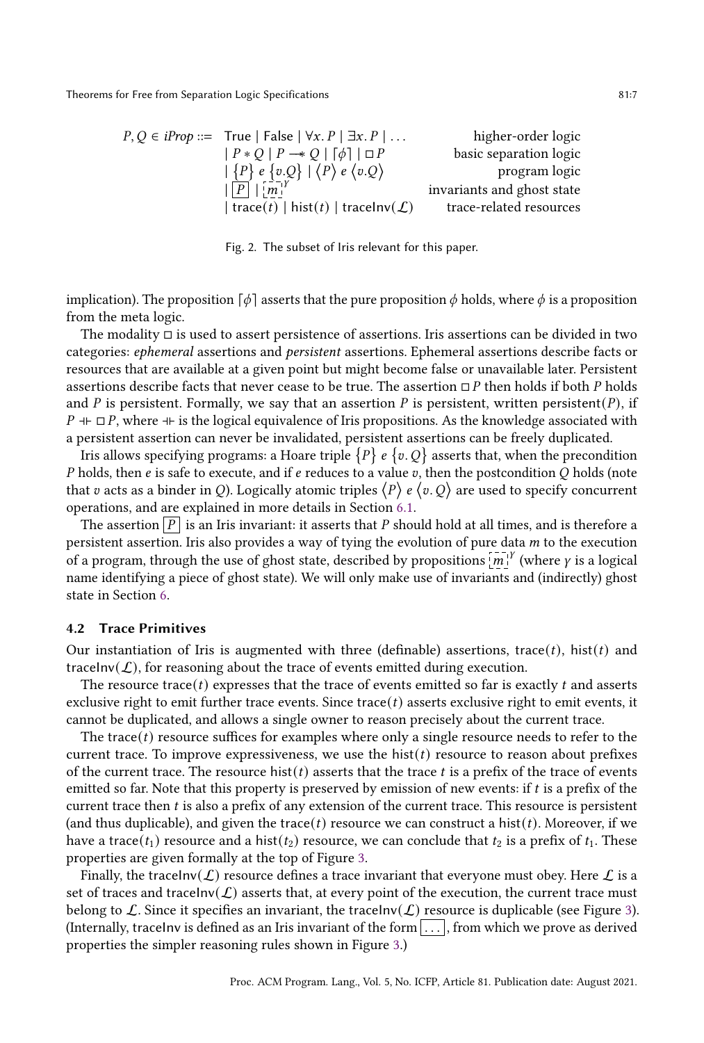$$
\begin{array}{llr}
P, Q \in \mathit{iProp} ::= & \mathsf{True} \mid \mathsf{False} \mid \forall x.\, P \mid \exists x.\, P \mid \ldots & \text{higher-order logic} \\
& \mid P * Q \mid P \mathrel{-\!\!*} Q \mid \lceil \phi \rceil \mid \Box P & \text{basic separation logic} \\
& \mid \{P\}\ e\ \{v.Q\} \mid \langle P \rangle\ e\ \langle v.Q \rangle & \text{program logic} \\
& \mid \boxed{P} \mid \left[\overline{m}\right]^{\gamma} & \text{invariants and ghost state} \\
& \mid \mathsf{trace}(t) \mid \mathsf{hist}(t) \mid \mathsf{traceInv}(\mathcal{L}) & \text{trace-related resources}
\end{array}
$$

Fig. 2. The subset of Iris relevant for this paper.

implication). The proposition $\lceil \phi \rceil$ asserts that the pure proposition $\phi$ holds, where $\phi$ is a proposition from the meta logic.

The modality $\Box$ is used to assert persistence of assertions. Iris assertions can be divided in two categories: *ephemeral* assertions and *persistent* assertions. Ephemeral assertions describe facts or resources that are available at a given point but might become false or unavailable later. Persistent assertions describe facts that never cease to be true. The assertion $\Box P$ then holds if both $P$ holds and $P$ is persistent. Formally, we say that an assertion $P$ is persistent, written persistent($P$), if $P \dashv\vdash \Box P$, where $\dashv\vdash$ is the logical equivalence of Iris propositions. As the knowledge associated with a persistent assertion can never be invalidated, persistent assertions can be freely duplicated.

Iris allows specifying programs: a Hoare triple $\{P\}\ e\ \{v.\, Q\}$ asserts that, when the precondition $P$ holds, then $e$ is safe to execute, and if $e$ reduces to a value $v$, then the postcondition $Q$ holds (note that $v$ acts as a binder in $Q$). Logically atomic triples $\langle P \rangle\ e\ \langle v.\, Q \rangle$ are used to specify concurrent operations, and are explained in more details in Section 6.1.

The assertion $\boxed{P}$ is an Iris invariant: it asserts that $P$ should hold at all times, and is therefore a persistent assertion. Iris also provides a way of tying the evolution of pure data $m$ to the execution of a program, through the use of ghost state, described by propositions $\left[\overline{m}\right]^{\gamma}$ (where $\gamma$ is a logical name identifying a piece of ghost state). We will only make use of invariants and (indirectly) ghost state in Section 6.

### 4.2 Trace Primitives

Our instantiation of Iris is augmented with three (definable) assertions, trace($t$), hist($t$) and traceInv($\mathcal{L}$), for reasoning about the trace of events emitted during execution.

The resource trace($t$) expresses that the trace of events emitted so far is exactly $t$ and asserts exclusive right to emit further trace events. Since trace($t$) asserts exclusive right to emit events, it cannot be duplicated, and allows a single owner to reason precisely about the current trace.

The trace($t$) resource suffices for examples where only a single resource needs to refer to the current trace. To improve expressiveness, we use the hist($t$) resource to reason about prefixes of the current trace. The resource hist($t$) asserts that the trace $t$ is a prefix of the trace of events emitted so far. Note that this property is preserved by emission of new events: if $t$ is a prefix of the current trace then $t$ is also a prefix of any extension of the current trace. This resource is persistent (and thus duplicable), and given the trace($t$) resource we can construct a hist($t$). Moreover, if we have a trace($t_1$) resource and a hist($t_2$) resource, we can conclude that $t_2$ is a prefix of $t_1$. These properties are given formally at the top of Figure 3.

Finally, the traceInv($\mathcal{L}$) resource defines a trace invariant that everyone must obey. Here $\mathcal{L}$ is a set of traces and traceInv($\mathcal{L}$) asserts that, at every point of the execution, the current trace must belong to $\mathcal{L}$. Since it specifies an invariant, the traceInv($\mathcal{L}$) resource is duplicable (see Figure 3). (Internally, traceInv is defined as an Iris invariant of the form $\boxed{\ldots}$, from which we prove as derived properties the simpler reasoning rules shown in Figure 3.)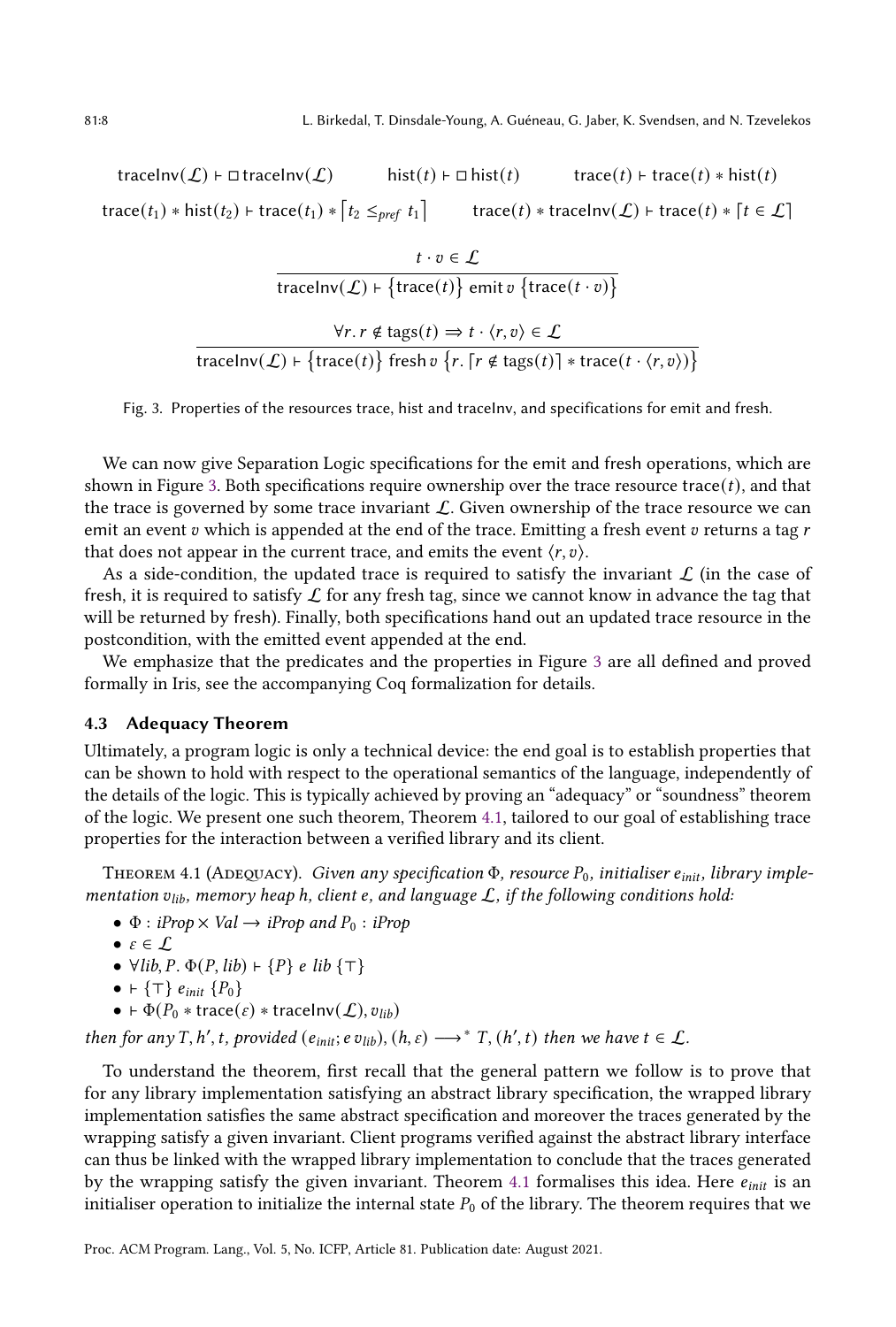$$\mathsf{traceInv}(\mathcal{L}) \vdash \Box\,\mathsf{traceInv}(\mathcal{L}) \qquad \mathsf{hist}(t) \vdash \Box\,\mathsf{hist}(t) \qquad \mathsf{trace}(t) \vdash \mathsf{trace}(t) * \mathsf{hist}(t)$$

$$\mathsf{trace}(t_1) * \mathsf{hist}(t_2) \vdash \mathsf{trace}(t_1) * \lceil t_2 \leq_{pref} t_1 \rceil \qquad \mathsf{trace}(t) * \mathsf{traceInv}(\mathcal{L}) \vdash \mathsf{trace}(t) * \lceil t \in \mathcal{L} \rceil$$

$$\frac{t \cdot v \in \mathcal{L}}{\mathsf{traceInv}(\mathcal{L}) \vdash \{\mathsf{trace}(t)\}\ \mathsf{emit}\, v\ \{\mathsf{trace}(t \cdot v)\}}$$

$$\frac{\forall r.\, r \notin \mathsf{tags}(t) \Rightarrow t \cdot \langle r, v\rangle \in \mathcal{L}}{\mathsf{traceInv}(\mathcal{L}) \vdash \{\mathsf{trace}(t)\}\ \mathsf{fresh}\, v\ \{r.\, \lceil r \notin \mathsf{tags}(t) \rceil * \mathsf{trace}(t \cdot \langle r, v\rangle)\}}$$

Fig. 3. Properties of the resources trace, hist and traceInv, and specifications for emit and fresh.

We can now give Separation Logic specifications for the emit and fresh operations, which are shown in Figure 3. Both specifications require ownership over the trace resource $\mathsf{trace}(t)$, and that the trace is governed by some trace invariant $\mathcal{L}$. Given ownership of the trace resource we can emit an event $v$ which is appended at the end of the trace. Emitting a fresh event $v$ returns a tag $r$ that does not appear in the current trace, and emits the event $\langle r, v\rangle$.

As a side-condition, the updated trace is required to satisfy the invariant $\mathcal{L}$ (in the case of fresh, it is required to satisfy $\mathcal{L}$ for any fresh tag, since we cannot know in advance the tag that will be returned by fresh). Finally, both specifications hand out an updated trace resource in the postcondition, with the emitted event appended at the end.

We emphasize that the predicates and the properties in Figure 3 are all defined and proved formally in Iris, see the accompanying Coq formalization for details.

### 4.3 Adequacy Theorem

Ultimately, a program logic is only a technical device: the end goal is to establish properties that can be shown to hold with respect to the operational semantics of the language, independently of the details of the logic. This is typically achieved by proving an "adequacy" or "soundness" theorem of the logic. We present one such theorem, Theorem 4.1, tailored to our goal of establishing trace properties for the interaction between a verified library and its client.

**Theorem 4.1 (Adequacy).** *Given any specification $\Phi$, resource $P_0$, initialiser $e_{init}$, library implementation $v_{lib}$, memory heap $h$, client $e$, and language $\mathcal{L}$, if the following conditions hold:*

- $\Phi : \mathit{iProp} \times \mathit{Val} \to \mathit{iProp}$ *and* $P_0 : \mathit{iProp}$
- $\varepsilon \in \mathcal{L}$
- $\forall lib, P.\ \Phi(P, lib) \vdash \{P\}\ e\ lib\ \{\top\}$
- $\vdash \{\top\}\ e_{init}\ \{P_0\}$
- $\vdash \Phi(P_0 * \mathsf{trace}(\varepsilon) * \mathsf{traceInv}(\mathcal{L}), v_{lib})$

*then for any $T, h', t$, provided $(e_{init}; e\, v_{lib}), (h, \varepsilon) \longrightarrow^* T, (h', t)$ then we have $t \in \mathcal{L}$.*

To understand the theorem, first recall that the general pattern we follow is to prove that for any library implementation satisfying an abstract library specification, the wrapped library implementation satisfies the same abstract specification and moreover the traces generated by the wrapping satisfy a given invariant. Client programs verified against the abstract library interface can thus be linked with the wrapped library implementation to conclude that the traces generated by the wrapping satisfy the given invariant. Theorem 4.1 formalises this idea. Here $e_{init}$ is an initialiser operation to initialize the internal state $P_0$ of the library. The theorem requires that we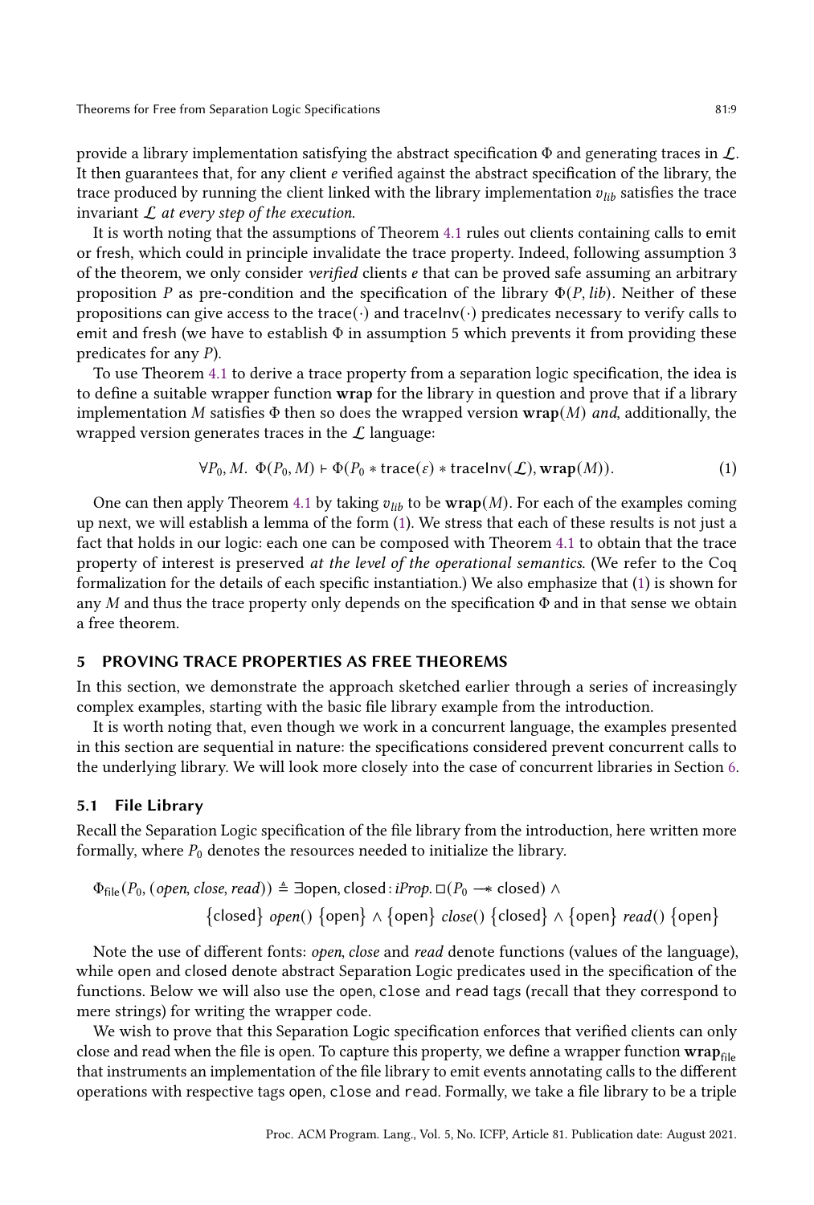provide a library implementation satisfying the abstract specification $\Phi$ and generating traces in $\mathcal{L}$. It then guarantees that, for any client $e$ verified against the abstract specification of the library, the trace produced by running the client linked with the library implementation $v_{lib}$ satisfies the trace invariant $\mathcal{L}$ *at every step of the execution.*

It is worth noting that the assumptions of Theorem 4.1 rules out clients containing calls to emit or fresh, which could in principle invalidate the trace property. Indeed, following assumption 3 of the theorem, we only consider *verified* clients $e$ that can be proved safe assuming an arbitrary proposition $P$ as pre-condition and the specification of the library $\Phi(P, lib)$. Neither of these propositions can give access to the $\mathsf{trace}(\cdot)$ and $\mathsf{traceInv}(\cdot)$ predicates necessary to verify calls to emit and fresh (we have to establish $\Phi$ in assumption 5 which prevents it from providing these predicates for any $P$).

To use Theorem 4.1 to derive a trace property from a separation logic specification, the idea is to define a suitable wrapper function $\mathbf{wrap}$ for the library in question and prove that if a library implementation $M$ satisfies $\Phi$ then so does the wrapped version $\mathbf{wrap}(M)$ *and*, additionally, the wrapped version generates traces in the $\mathcal{L}$ language:

$$\forall P_0, M.\ \ \Phi(P_0, M) \vdash \Phi(P_0 * \mathsf{trace}(\varepsilon) * \mathsf{traceInv}(\mathcal{L}), \mathbf{wrap}(M)). \tag{1}$$

One can then apply Theorem 4.1 by taking $v_{lib}$ to be $\mathbf{wrap}(M)$. For each of the examples coming up next, we will establish a lemma of the form (1). We stress that each of these results is not just a fact that holds in our logic: each one can be composed with Theorem 4.1 to obtain that the trace property of interest is preserved *at the level of the operational semantics*. (We refer to the Coq formalization for the details of each specific instantiation.) We also emphasize that (1) is shown for any $M$ and thus the trace property only depends on the specification $\Phi$ and in that sense we obtain a free theorem.

## 5 PROVING TRACE PROPERTIES AS FREE THEOREMS

In this section, we demonstrate the approach sketched earlier through a series of increasingly complex examples, starting with the basic file library example from the introduction.

It is worth noting that, even though we work in a concurrent language, the examples presented in this section are sequential in nature: the specifications considered prevent concurrent calls to the underlying library. We will look more closely into the case of concurrent libraries in Section 6.

### 5.1 File Library

Recall the Separation Logic specification of the file library from the introduction, here written more formally, where $P_0$ denotes the resources needed to initialize the library.

$$\begin{aligned}\Phi_{\mathsf{file}}(P_0, (\mathit{open}, \mathit{close}, \mathit{read})) \triangleq\ & \exists \mathsf{open}, \mathsf{closed} : \mathit{iProp}.\ \Box(P_0 \twoheadrightarrow \mathsf{closed}) \wedge \\ & \{\mathsf{closed}\}\ \mathit{open}()\ \{\mathsf{open}\} \wedge \{\mathsf{open}\}\ \mathit{close}()\ \{\mathsf{closed}\} \wedge \{\mathsf{open}\}\ \mathit{read}()\ \{\mathsf{open}\}\end{aligned}$$

Note the use of different fonts: *open*, *close* and *read* denote functions (values of the language), while open and closed denote abstract Separation Logic predicates used in the specification of the functions. Below we will also use the `open`, `close` and `read` tags (recall that they correspond to mere strings) for writing the wrapper code.

We wish to prove that this Separation Logic specification enforces that verified clients can only close and read when the file is open. To capture this property, we define a wrapper function $\mathbf{wrap}_{\mathsf{file}}$ that instruments an implementation of the file library to emit events annotating calls to the different operations with respective tags `open`, `close` and `read`. Formally, we take a file library to be a triple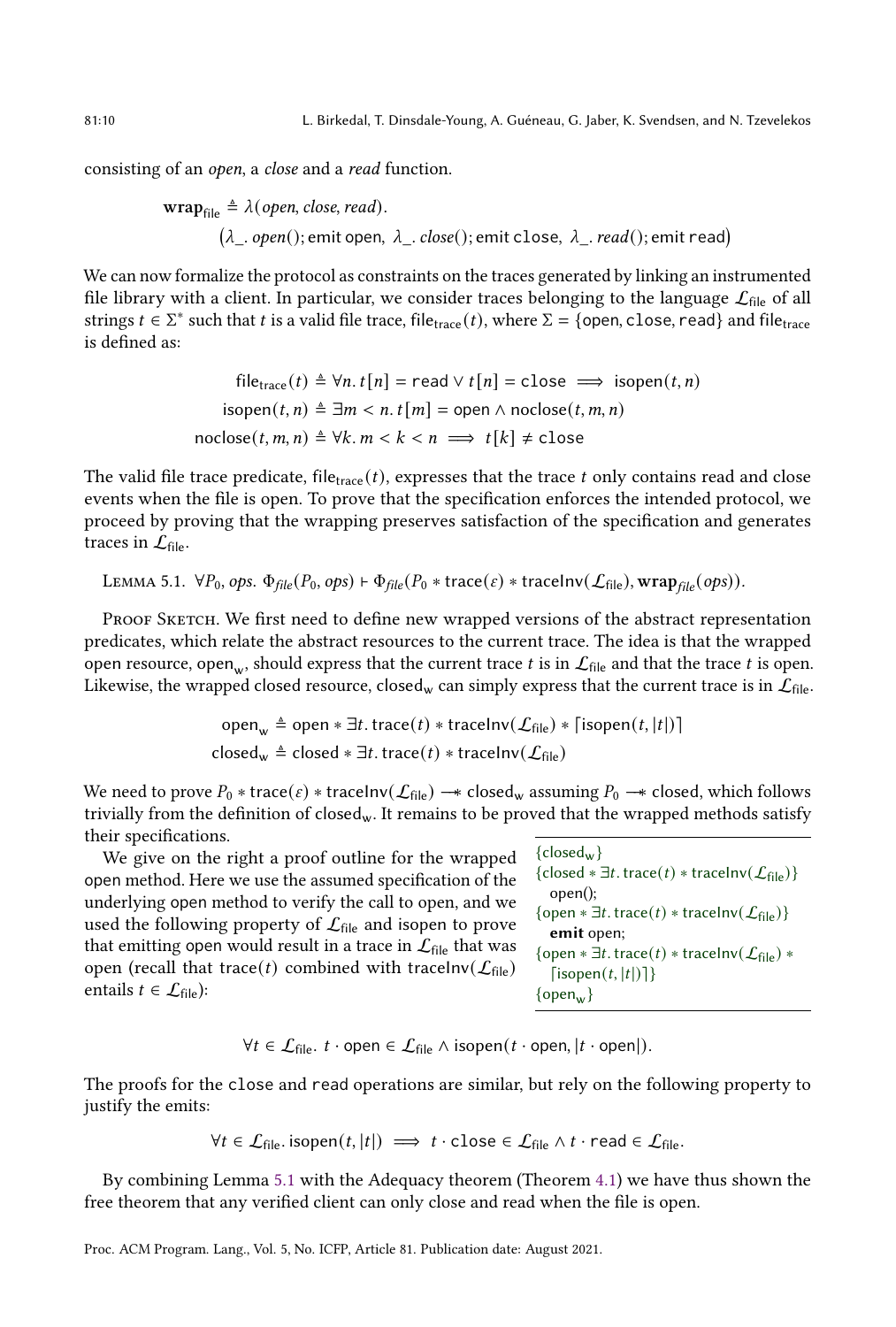consisting of an *open*, a *close* and a *read* function.

$$\mathbf{wrap}_{\mathsf{file}} \triangleq \lambda(open, close, read).$$
$$\big(\lambda\_.\ open(); \mathsf{emit\ open},\ \lambda\_.\ close(); \mathsf{emit\ close},\ \lambda\_.\ read(); \mathsf{emit\ read}\big)$$

We can now formalize the protocol as constraints on the traces generated by linking an instrumented file library with a client. In particular, we consider traces belonging to the language $\mathcal{L}_{\mathsf{file}}$ of all strings $t \in \Sigma^*$ such that $t$ is a valid file trace, $\mathsf{file}_{\mathsf{trace}}(t)$, where $\Sigma = \{\mathsf{open}, \mathsf{close}, \mathsf{read}\}$ and $\mathsf{file}_{\mathsf{trace}}$ is defined as:

$$\mathsf{file}_{\mathsf{trace}}(t) \triangleq \forall n.\, t[n] = \mathsf{read} \vee t[n] = \mathsf{close} \implies \mathsf{isopen}(t, n)$$
$$\mathsf{isopen}(t, n) \triangleq \exists m < n.\, t[m] = \mathsf{open} \wedge \mathsf{noclose}(t, m, n)$$
$$\mathsf{noclose}(t, m, n) \triangleq \forall k.\, m < k < n \implies t[k] \neq \mathsf{close}$$

The valid file trace predicate, $\mathsf{file}_{\mathsf{trace}}(t)$, expresses that the trace $t$ only contains read and close events when the file is open. To prove that the specification enforces the intended protocol, we proceed by proving that the wrapping preserves satisfaction of the specification and generates traces in $\mathcal{L}_{\mathsf{file}}$.

**Lemma 5.1.** $\forall P_0, ops.\ \Phi_{file}(P_0, ops) \vdash \Phi_{file}(P_0 * \mathsf{trace}(\varepsilon) * \mathsf{traceInv}(\mathcal{L}_{\mathsf{file}}), \mathbf{wrap}_{file}(ops))$.

*Proof Sketch.* We first need to define new wrapped versions of the abstract representation predicates, which relate the abstract resources to the current trace. The idea is that the wrapped open resource, $\mathsf{open}_{\mathsf{w}}$, should express that the current trace $t$ is in $\mathcal{L}_{\mathsf{file}}$ and that the trace $t$ is open. Likewise, the wrapped closed resource, $\mathsf{closed}_{\mathsf{w}}$ can simply express that the current trace is in $\mathcal{L}_{\mathsf{file}}$.

$$\mathsf{open}_{\mathsf{w}} \triangleq \mathsf{open} * \exists t.\, \mathsf{trace}(t) * \mathsf{traceInv}(\mathcal{L}_{\mathsf{file}}) * \lceil \mathsf{isopen}(t, |t|) \rceil$$
$$\mathsf{closed}_{\mathsf{w}} \triangleq \mathsf{closed} * \exists t.\, \mathsf{trace}(t) * \mathsf{traceInv}(\mathcal{L}_{\mathsf{file}})$$

We need to prove $P_0 * \mathsf{trace}(\varepsilon) * \mathsf{traceInv}(\mathcal{L}_{\mathsf{file}}) \mathrel{-\!\!*} \mathsf{closed}_{\mathsf{w}}$ assuming $P_0 \mathrel{-\!\!*} \mathsf{closed}$, which follows trivially from the definition of $\mathsf{closed}_{\mathsf{w}}$. It remains to be proved that the wrapped methods satisfy their specifications.

We give on the right a proof outline for the wrapped open method. Here we use the assumed specification of the underlying open method to verify the call to open, and we used the following property of $\mathcal{L}_{\mathsf{file}}$ and isopen to prove that emitting open would result in a trace in $\mathcal{L}_{\mathsf{file}}$ that was open (recall that $\mathsf{trace}(t)$ combined with $\mathsf{traceInv}(\mathcal{L}_{\mathsf{file}})$ entails $t \in \mathcal{L}_{\mathsf{file}}$):

$\{\mathsf{closed}_{\mathsf{w}}\}$
$\{\mathsf{closed} * \exists t.\, \mathsf{trace}(t) * \mathsf{traceInv}(\mathcal{L}_{\mathsf{file}})\}$
  open();
$\{\mathsf{open} * \exists t.\, \mathsf{trace}(t) * \mathsf{traceInv}(\mathcal{L}_{\mathsf{file}})\}$
  **emit** open;
$\{\mathsf{open} * \exists t.\, \mathsf{trace}(t) * \mathsf{traceInv}(\mathcal{L}_{\mathsf{file}}) * \lceil \mathsf{isopen}(t, |t|) \rceil\}$
$\{\mathsf{open}_{\mathsf{w}}\}$

$$\forall t \in \mathcal{L}_{\mathsf{file}}.\ t \cdot \mathsf{open} \in \mathcal{L}_{\mathsf{file}} \wedge \mathsf{isopen}(t \cdot \mathsf{open}, |t \cdot \mathsf{open}|).$$

The proofs for the close and read operations are similar, but rely on the following property to justify the emits:

$$\forall t \in \mathcal{L}_{\mathsf{file}}.\, \mathsf{isopen}(t, |t|) \implies t \cdot \mathsf{close} \in \mathcal{L}_{\mathsf{file}} \wedge t \cdot \mathsf{read} \in \mathcal{L}_{\mathsf{file}}.$$

By combining Lemma 5.1 with the Adequacy theorem (Theorem 4.1) we have thus shown the free theorem that any verified client can only close and read when the file is open.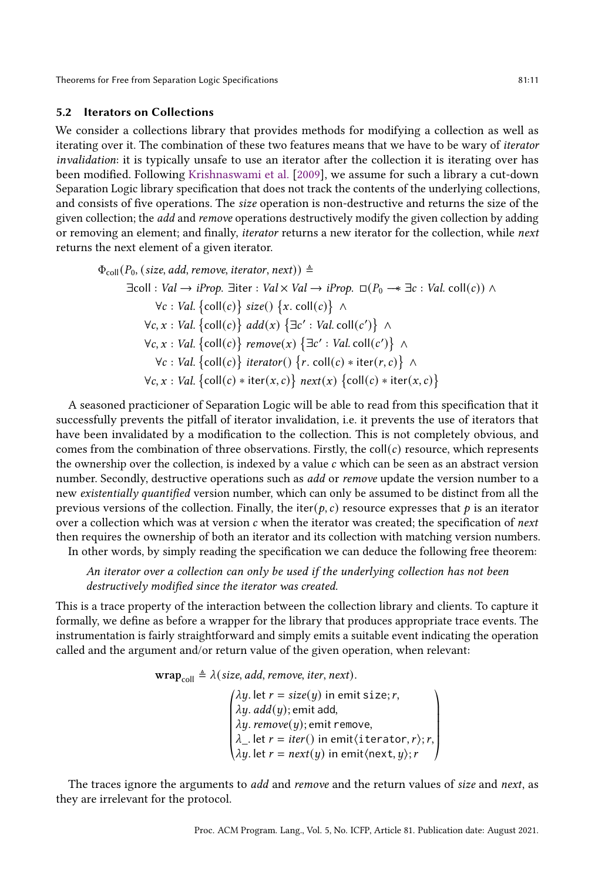### 5.2 Iterators on Collections

We consider a collections library that provides methods for modifying a collection as well as iterating over it. The combination of these two features means that we have to be wary of *iterator invalidation*: it is typically unsafe to use an iterator after the collection it is iterating over has been modified. Following Krishnaswami et al. [2009], we assume for such a library a cut-down Separation Logic library specification that does not track the contents of the underlying collections, and consists of five operations. The *size* operation is non-destructive and returns the size of the given collection; the *add* and *remove* operations destructively modify the given collection by adding or removing an element; and finally, *iterator* returns a new iterator for the collection, while *next* returns the next element of a given iterator.

$$
\begin{aligned}
&\Phi_{\mathsf{coll}}(P_0, (\mathit{size}, \mathit{add}, \mathit{remove}, \mathit{iterator}, \mathit{next})) \triangleq \\
&\quad \exists \mathsf{coll} : \mathit{Val} \to \mathit{iProp}.\ \exists \mathsf{iter} : \mathit{Val} \times \mathit{Val} \to \mathit{iProp}.\ \Box(P_0 \twoheadrightarrow \exists c : \mathit{Val}.\ \mathsf{coll}(c)) \land \\
&\qquad \forall c : \mathit{Val}.\ \{\mathsf{coll}(c)\}\ \mathit{size}()\ \{x.\ \mathsf{coll}(c)\} \ \land \\
&\qquad \forall c, x : \mathit{Val}.\ \{\mathsf{coll}(c)\}\ \mathit{add}(x)\ \{\exists c' : \mathit{Val}.\ \mathsf{coll}(c')\} \ \land \\
&\qquad \forall c, x : \mathit{Val}.\ \{\mathsf{coll}(c)\}\ \mathit{remove}(x)\ \{\exists c' : \mathit{Val}.\ \mathsf{coll}(c')\} \ \land \\
&\qquad \forall c : \mathit{Val}.\ \{\mathsf{coll}(c)\}\ \mathit{iterator}()\ \{r.\ \mathsf{coll}(c) * \mathsf{iter}(r, c)\} \ \land \\
&\qquad \forall c, x : \mathit{Val}.\ \{\mathsf{coll}(c) * \mathsf{iter}(x, c)\}\ \mathit{next}(x)\ \{\mathsf{coll}(c) * \mathsf{iter}(x, c)\}
\end{aligned}
$$

A seasoned practicioner of Separation Logic will be able to read from this specification that it successfully prevents the pitfall of iterator invalidation, i.e. it prevents the use of iterators that have been invalidated by a modification to the collection. This is not completely obvious, and comes from the combination of three observations. Firstly, the $\mathsf{coll}(c)$ resource, which represents the ownership over the collection, is indexed by a value $c$ which can be seen as an abstract version number. Secondly, destructive operations such as *add* or *remove* update the version number to a new *existentially quantified* version number, which can only be assumed to be distinct from all the previous versions of the collection. Finally, the $\mathsf{iter}(p, c)$ resource expresses that $p$ is an iterator over a collection which was at version $c$ when the iterator was created; the specification of *next* then requires the ownership of both an iterator and its collection with matching version numbers.

In other words, by simply reading the specification we can deduce the following free theorem:

> *An iterator over a collection can only be used if the underlying collection has not been destructively modified since the iterator was created.*

This is a trace property of the interaction between the collection library and clients. To capture it formally, we define as before a wrapper for the library that produces appropriate trace events. The instrumentation is fairly straightforward and simply emits a suitable event indicating the operation called and the argument and/or return value of the given operation, when relevant:

$$
\mathbf{wrap}_{\mathsf{coll}} \triangleq \lambda(\mathit{size}, \mathit{add}, \mathit{remove}, \mathit{iter}, \mathit{next}).
\begin{pmatrix}
\lambda y.\ \mathsf{let}\ r = \mathit{size}(y)\ \mathsf{in\ emit}\ \mathtt{size}; r, \\
\lambda y.\ \mathit{add}(y); \mathsf{emit}\ \mathtt{add}, \\
\lambda y.\ \mathit{remove}(y); \mathsf{emit}\ \mathtt{remove}, \\
\lambda \_.\ \mathsf{let}\ r = \mathit{iter}()\ \mathsf{in\ emit}\langle \mathtt{iterator}, r\rangle; r, \\
\lambda y.\ \mathsf{let}\ r = \mathit{next}(y)\ \mathsf{in\ emit}\langle \mathtt{next}, y\rangle; r
\end{pmatrix}
$$

The traces ignore the arguments to *add* and *remove* and the return values of *size* and *next*, as they are irrelevant for the protocol.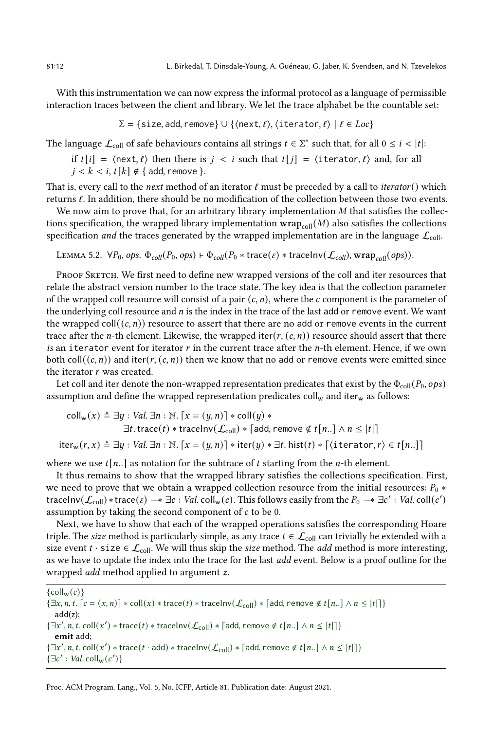With this instrumentation we can now express the informal protocol as a language of permissible interaction traces between the client and library. We let the trace alphabet be the countable set:

$$\Sigma = \{\mathsf{size}, \mathsf{add}, \mathsf{remove}\} \cup \{\langle \mathsf{next}, \ell \rangle, \langle \mathsf{iterator}, \ell \rangle \mid \ell \in Loc\}$$

The language $\mathcal{L}_{\mathsf{coll}}$ of safe behaviours contains all strings $t \in \Sigma^*$ such that, for all $0 \leq i < |t|$:

if $t[i] = \langle \mathsf{next}, \ell \rangle$ then there is $j < i$ such that $t[j] = \langle \mathsf{iterator}, \ell \rangle$ and, for all $j < k < i$, $t[k] \notin \{\mathsf{add}, \mathsf{remove}\}$.

That is, every call to the *next* method of an iterator $\ell$ must be preceded by a call to *iterator*() which returns $\ell$. In addition, there should be no modification of the collection between those two events.

We now aim to prove that, for an arbitrary library implementation $M$ that satisfies the collections specification, the wrapped library implementation $\mathbf{wrap}_{\mathsf{coll}}(M)$ also satisfies the collections specification *and* the traces generated by the wrapped implementation are in the language $\mathcal{L}_{\mathsf{coll}}$.

Lemma 5.2. $\forall P_0, ops.\ \Phi_{coll}(P_0, ops) \vdash \Phi_{coll}(P_0 * \mathsf{trace}(\varepsilon) * \mathsf{traceInv}(\mathcal{L}_{coll}), \mathbf{wrap}_{coll}(ops))$.

Proof Sketch. We first need to define new wrapped versions of the coll and iter resources that relate the abstract version number to the trace state. The key idea is that the collection parameter of the wrapped coll resource will consist of a pair $(c, n)$, where the $c$ component is the parameter of the underlying coll resource and $n$ is the index in the trace of the last add or remove event. We want the wrapped $\mathsf{coll}((c, n))$ resource to assert that there are no add or remove events in the current trace after the $n$-th element. Likewise, the wrapped $\mathsf{iter}(r, (c, n))$ resource should assert that there *is* an iterator event for iterator $r$ in the current trace after the $n$-th element. Hence, if we own both $\mathsf{coll}((c, n))$ and $\mathsf{iter}(r, (c, n))$ then we know that no add or remove events were emitted since the iterator $r$ was created.

Let coll and iter denote the non-wrapped representation predicates that exist by the $\Phi_{\mathsf{coll}}(P_0, ops)$ assumption and define the wrapped representation predicates $\mathsf{coll}_{\mathsf{w}}$ and $\mathsf{iter}_{\mathsf{w}}$ as follows:

$$\begin{aligned}
\mathsf{coll}_{\mathsf{w}}(x) &\triangleq \exists y : Val.\ \exists n : \mathbb{N}.\ \lceil x = (y, n) \rceil * \mathsf{coll}(y) * \\
&\qquad \exists t.\ \mathsf{trace}(t) * \mathsf{traceInv}(\mathcal{L}_{\mathsf{coll}}) * \lceil \mathsf{add}, \mathsf{remove} \notin t[n..] \wedge n \leq |t| \rceil \\
\mathsf{iter}_{\mathsf{w}}(r, x) &\triangleq \exists y : Val.\ \exists n : \mathbb{N}.\ \lceil x = (y, n) \rceil * \mathsf{iter}(y) * \exists t.\ \mathsf{hist}(t) * \lceil \langle \mathsf{iterator}, r \rangle \in t[n..] \rceil
\end{aligned}$$

where we use $t[n..]$ as notation for the subtrace of $t$ starting from the $n$-th element.

It thus remains to show that the wrapped library satisfies the collections specification. First, we need to prove that we obtain a wrapped collection resource from the initial resources: $P_0 * \mathsf{traceInv}(\mathcal{L}_{\mathsf{coll}}) * \mathsf{trace}(\varepsilon) \twoheadrightarrow \exists c : Val.\ \mathsf{coll}_{\mathsf{w}}(c)$. This follows easily from the $P_0 \twoheadrightarrow \exists c' : Val.\ \mathsf{coll}(c')$ assumption by taking the second component of $c$ to be 0.

Next, we have to show that each of the wrapped operations satisfies the corresponding Hoare triple. The *size* method is particularly simple, as any trace $t \in \mathcal{L}_{\mathsf{coll}}$ can trivially be extended with a size event $t \cdot \mathsf{size} \in \mathcal{L}_{\mathsf{coll}}$. We will thus skip the *size* method. The *add* method is more interesting, as we have to update the index into the trace for the last *add* event. Below is a proof outline for the wrapped *add* method applied to argument $z$.

$\{\mathsf{coll}_{\mathsf{w}}(c)\}$
$\{\exists x, n, t.\ \lceil c = (x, n) \rceil * \mathsf{coll}(x) * \mathsf{trace}(t) * \mathsf{traceInv}(\mathcal{L}_{\mathsf{coll}}) * \lceil \mathsf{add}, \mathsf{remove} \notin t[n..] \wedge n \leq |t| \rceil\}$
  add(z);
$\{\exists x', n, t.\ \mathsf{coll}(x') * \mathsf{trace}(t) * \mathsf{traceInv}(\mathcal{L}_{\mathsf{coll}}) * \lceil \mathsf{add}, \mathsf{remove} \notin t[n..] \wedge n \leq |t| \rceil\}$
  **emit** add;
$\{\exists x', n, t.\ \mathsf{coll}(x') * \mathsf{trace}(t \cdot \mathsf{add}) * \mathsf{traceInv}(\mathcal{L}_{\mathsf{coll}}) * \lceil \mathsf{add}, \mathsf{remove} \notin t[n..] \wedge n \leq |t| \rceil\}$
$\{\exists c' : Val.\ \mathsf{coll}_{\mathsf{w}}(c')\}$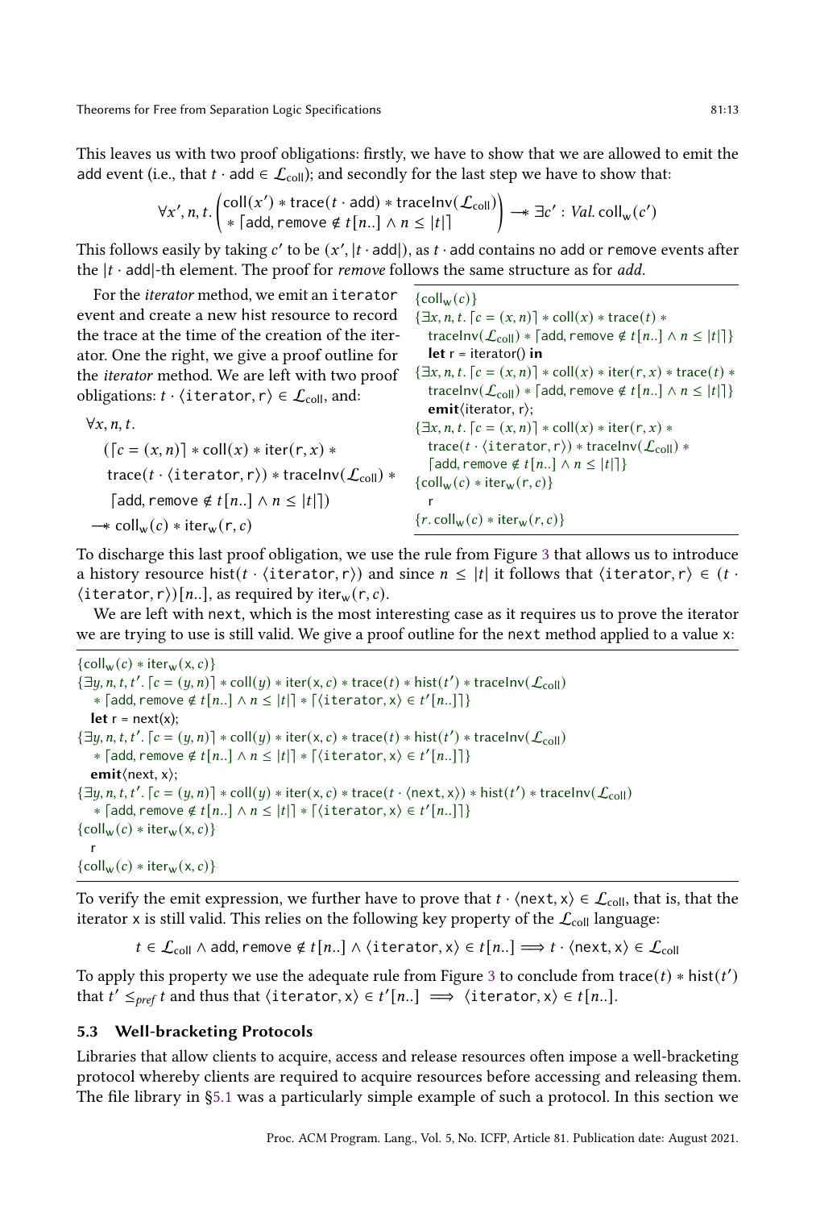This leaves us with two proof obligations: firstly, we have to show that we are allowed to emit the add event (i.e., that $t \cdot \mathsf{add} \in \mathcal{L}_{\mathsf{coll}}$); and secondly for the last step we have to show that:

$$\forall x', n, t. \begin{pmatrix} \mathsf{coll}(x') * \mathsf{trace}(t \cdot \mathsf{add}) * \mathsf{traceInv}(\mathcal{L}_{\mathsf{coll}}) \\ * \lceil \mathsf{add}, \mathsf{remove} \notin t[n..] \wedge n \leq |t| \rceil \end{pmatrix} \twoheadrightarrow \exists c' : \mathit{Val}.\, \mathsf{coll}_{\mathsf{w}}(c')$$

This follows easily by taking $c'$ to be $(x', |t \cdot \mathsf{add}|)$, as $t \cdot \mathsf{add}$ contains no add or remove events after the $|t \cdot \mathsf{add}|$-th element. The proof for *remove* follows the same structure as for *add*.

For the *iterator* method, we emit an iterator event and create a new hist resource to record the trace at the time of the creation of the iterator. One the right, we give a proof outline for the *iterator* method. We are left with two proof obligations: $t \cdot \langle \mathsf{iterator}, \mathsf{r} \rangle \in \mathcal{L}_{\mathsf{coll}}$, and:

$$\begin{aligned} &\forall x, n, t. \\ &\quad (\lceil c = (x, n) \rceil * \mathsf{coll}(x) * \mathsf{iter}(\mathsf{r}, x) * \\ &\quad\ \mathsf{trace}(t \cdot \langle \mathsf{iterator}, \mathsf{r} \rangle) * \mathsf{traceInv}(\mathcal{L}_{\mathsf{coll}}) * \\ &\quad\ \lceil \mathsf{add}, \mathsf{remove} \notin t[n..] \wedge n \leq |t| \rceil) \\ &\twoheadrightarrow \mathsf{coll}_{\mathsf{w}}(c) * \mathsf{iter}_{\mathsf{w}}(\mathsf{r}, c) \end{aligned}$$

$$\begin{aligned} &\{\mathsf{coll}_{\mathsf{w}}(c)\} \\ &\{\exists x, n, t. \lceil c = (x, n) \rceil * \mathsf{coll}(x) * \mathsf{trace}(t) * \\ &\quad \mathsf{traceInv}(\mathcal{L}_{\mathsf{coll}}) * \lceil \mathsf{add}, \mathsf{remove} \notin t[n..] \wedge n \leq |t| \rceil\} \\ &\quad \mathbf{let}\ \mathsf{r} = \mathsf{iterator}()\ \mathbf{in} \\ &\{\exists x, n, t. \lceil c = (x, n) \rceil * \mathsf{coll}(x) * \mathsf{iter}(\mathsf{r}, x) * \mathsf{trace}(t) * \\ &\quad \mathsf{traceInv}(\mathcal{L}_{\mathsf{coll}}) * \lceil \mathsf{add}, \mathsf{remove} \notin t[n..] \wedge n \leq |t| \rceil\} \\ &\quad \mathbf{emit}\langle \mathsf{iterator}, \mathsf{r} \rangle; \\ &\{\exists x, n, t. \lceil c = (x, n) \rceil * \mathsf{coll}(x) * \mathsf{iter}(\mathsf{r}, x) * \\ &\quad \mathsf{trace}(t \cdot \langle \mathsf{iterator}, \mathsf{r} \rangle) * \mathsf{traceInv}(\mathcal{L}_{\mathsf{coll}}) * \\ &\quad \lceil \mathsf{add}, \mathsf{remove} \notin t[n..] \wedge n \leq |t| \rceil\} \\ &\{\mathsf{coll}_{\mathsf{w}}(c) * \mathsf{iter}_{\mathsf{w}}(\mathsf{r}, c)\} \\ &\quad \mathsf{r} \\ &\{r.\, \mathsf{coll}_{\mathsf{w}}(c) * \mathsf{iter}_{\mathsf{w}}(r, c)\} \end{aligned}$$

To discharge this last proof obligation, we use the rule from Figure 3 that allows us to introduce a history resource $\mathsf{hist}(t \cdot \langle \mathsf{iterator}, \mathsf{r} \rangle)$ and since $n \leq |t|$ it follows that $\langle \mathsf{iterator}, \mathsf{r} \rangle \in (t \cdot \langle \mathsf{iterator}, \mathsf{r} \rangle)[n..]$, as required by $\mathsf{iter}_{\mathsf{w}}(\mathsf{r}, c)$.

We are left with next, which is the most interesting case as it requires us to prove the iterator we are trying to use is still valid. We give a proof outline for the next method applied to a value x:

$$\begin{aligned} &\{\mathsf{coll}_{\mathsf{w}}(c) * \mathsf{iter}_{\mathsf{w}}(\mathsf{x}, c)\} \\ &\{\exists y, n, t, t'. \lceil c = (y, n) \rceil * \mathsf{coll}(y) * \mathsf{iter}(\mathsf{x}, c) * \mathsf{trace}(t) * \mathsf{hist}(t') * \mathsf{traceInv}(\mathcal{L}_{\mathsf{coll}}) \\ &\quad * \lceil \mathsf{add}, \mathsf{remove} \notin t[n..] \wedge n \leq |t| \rceil * \lceil \langle \mathsf{iterator}, \mathsf{x} \rangle \in t'[n..] \rceil\} \\ &\quad \mathbf{let}\ \mathsf{r} = \mathsf{next}(\mathsf{x}); \\ &\{\exists y, n, t, t'. \lceil c = (y, n) \rceil * \mathsf{coll}(y) * \mathsf{iter}(\mathsf{x}, c) * \mathsf{trace}(t) * \mathsf{hist}(t') * \mathsf{traceInv}(\mathcal{L}_{\mathsf{coll}}) \\ &\quad * \lceil \mathsf{add}, \mathsf{remove} \notin t[n..] \wedge n \leq |t| \rceil * \lceil \langle \mathsf{iterator}, \mathsf{x} \rangle \in t'[n..] \rceil\} \\ &\quad \mathbf{emit}\langle \mathsf{next}, \mathsf{x} \rangle; \\ &\{\exists y, n, t, t'. \lceil c = (y, n) \rceil * \mathsf{coll}(y) * \mathsf{iter}(\mathsf{x}, c) * \mathsf{trace}(t \cdot \langle \mathsf{next}, \mathsf{x} \rangle) * \mathsf{hist}(t') * \mathsf{traceInv}(\mathcal{L}_{\mathsf{coll}}) \\ &\quad * \lceil \mathsf{add}, \mathsf{remove} \notin t[n..] \wedge n \leq |t| \rceil * \lceil \langle \mathsf{iterator}, \mathsf{x} \rangle \in t'[n..] \rceil\} \\ &\{\mathsf{coll}_{\mathsf{w}}(c) * \mathsf{iter}_{\mathsf{w}}(\mathsf{x}, c)\} \\ &\quad \mathsf{r} \\ &\{\mathsf{coll}_{\mathsf{w}}(c) * \mathsf{iter}_{\mathsf{w}}(\mathsf{x}, c)\} \end{aligned}$$

To verify the emit expression, we further have to prove that $t \cdot \langle \mathsf{next}, \mathsf{x} \rangle \in \mathcal{L}_{\mathsf{coll}}$, that is, that the iterator x is still valid. This relies on the following key property of the $\mathcal{L}_{\mathsf{coll}}$ language:

$$t \in \mathcal{L}_{\mathsf{coll}} \wedge \mathsf{add}, \mathsf{remove} \notin t[n..] \wedge \langle \mathsf{iterator}, \mathsf{x} \rangle \in t[n..] \implies t \cdot \langle \mathsf{next}, \mathsf{x} \rangle \in \mathcal{L}_{\mathsf{coll}}$$

To apply this property we use the adequate rule from Figure 3 to conclude from $\mathsf{trace}(t) * \mathsf{hist}(t')$ that $t' \leq_{\mathit{pref}} t$ and thus that $\langle \mathsf{iterator}, \mathsf{x} \rangle \in t'[n..] \implies \langle \mathsf{iterator}, \mathsf{x} \rangle \in t[n..]$.

### 5.3 Well-bracketing Protocols

Libraries that allow clients to acquire, access and release resources often impose a well-bracketing protocol whereby clients are required to acquire resources before accessing and releasing them. The file library in §5.1 was a particularly simple example of such a protocol. In this section we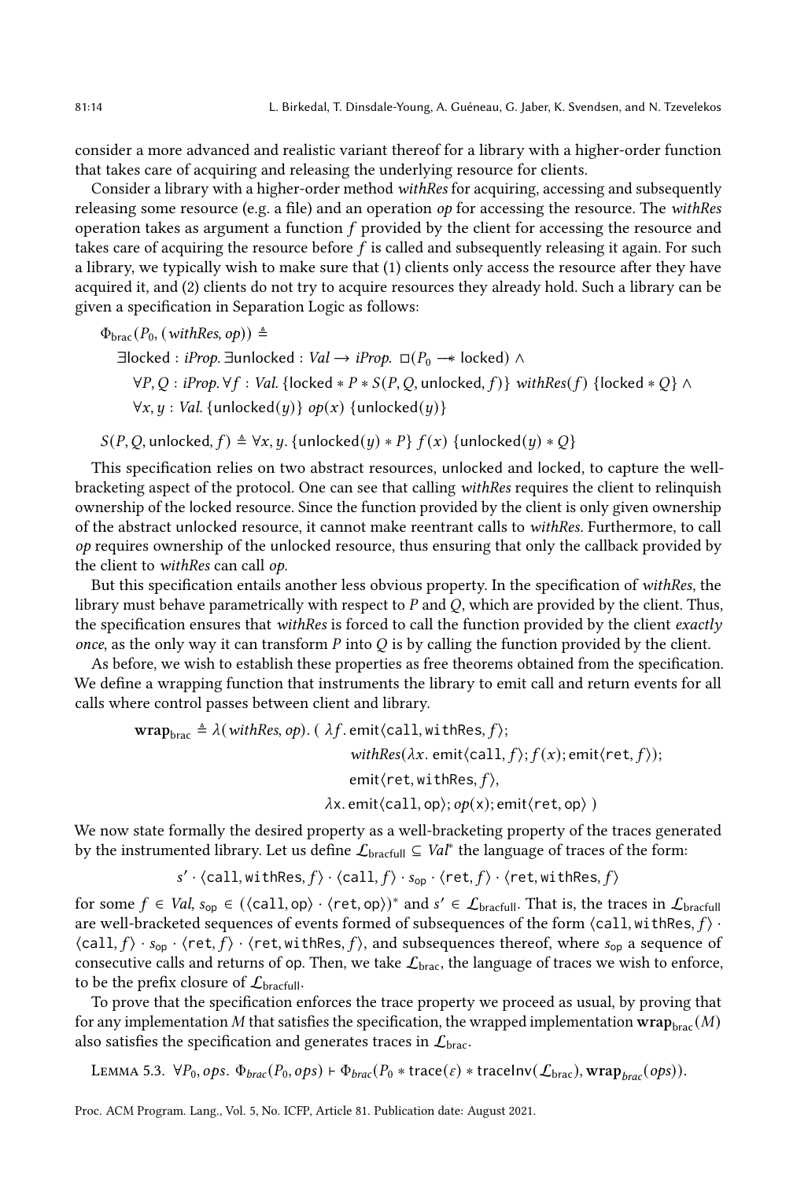consider a more advanced and realistic variant thereof for a library with a higher-order function that takes care of acquiring and releasing the underlying resource for clients.

Consider a library with a higher-order method *withRes* for acquiring, accessing and subsequently releasing some resource (e.g. a file) and an operation *op* for accessing the resource. The *withRes* operation takes as argument a function $f$ provided by the client for accessing the resource and takes care of acquiring the resource before $f$ is called and subsequently releasing it again. For such a library, we typically wish to make sure that (1) clients only access the resource after they have acquired it, and (2) clients do not try to acquire resources they already hold. Such a library can be given a specification in Separation Logic as follows:

$$
\begin{aligned}
&\Phi_{\mathsf{brac}}(P_0, (\mathit{withRes}, \mathit{op})) \triangleq \\
&\quad \exists \mathsf{locked} : \mathit{iProp}.\, \exists \mathsf{unlocked} : \mathit{Val} \to \mathit{iProp}.\ \Box(P_0 \twoheadrightarrow \mathsf{locked}) \wedge \\
&\quad \forall P, Q : \mathit{iProp}.\, \forall f : \mathit{Val}.\, \{\mathsf{locked} * P * S(P, Q, \mathsf{unlocked}, f)\}\ \mathit{withRes}(f)\ \{\mathsf{locked} * Q\} \wedge \\
&\quad \forall x, y : \mathit{Val}.\, \{\mathsf{unlocked}(y)\}\ \mathit{op}(x)\ \{\mathsf{unlocked}(y)\}
\end{aligned}
$$

$$
S(P, Q, \mathsf{unlocked}, f) \triangleq \forall x, y.\, \{\mathsf{unlocked}(y) * P\}\ f(x)\ \{\mathsf{unlocked}(y) * Q\}
$$

This specification relies on two abstract resources, unlocked and locked, to capture the well-bracketing aspect of the protocol. One can see that calling *withRes* requires the client to relinquish ownership of the locked resource. Since the function provided by the client is only given ownership of the abstract unlocked resource, it cannot make reentrant calls to *withRes*. Furthermore, to call *op* requires ownership of the unlocked resource, thus ensuring that only the callback provided by the client to *withRes* can call *op*.

But this specification entails another less obvious property. In the specification of *withRes*, the library must behave parametrically with respect to $P$ and $Q$, which are provided by the client. Thus, the specification ensures that *withRes* is forced to call the function provided by the client *exactly once*, as the only way it can transform $P$ into $Q$ is by calling the function provided by the client.

As before, we wish to establish these properties as free theorems obtained from the specification. We define a wrapping function that instruments the library to emit call and return events for all calls where control passes between client and library.

$$
\begin{aligned}
\mathbf{wrap}_{\mathsf{brac}} \triangleq \lambda(\mathit{withRes}, \mathit{op}).\ (\ &\lambda f.\, \mathsf{emit}\langle \mathtt{call}, \mathtt{withRes}, f\rangle; \\
&\quad \mathit{withRes}(\lambda x.\, \mathsf{emit}\langle \mathtt{call}, f\rangle; f(x); \mathsf{emit}\langle \mathtt{ret}, f\rangle); \\
&\quad \mathsf{emit}\langle \mathtt{ret}, \mathtt{withRes}, f\rangle, \\
&\lambda \mathtt{x}.\, \mathsf{emit}\langle \mathtt{call}, \mathtt{op}\rangle; \mathit{op}(\mathtt{x}); \mathsf{emit}\langle \mathtt{ret}, \mathtt{op}\rangle\ )
\end{aligned}
$$

We now state formally the desired property as a well-bracketing property of the traces generated by the instrumented library. Let us define $\mathcal{L}_{\mathsf{bracfull}} \subseteq \mathit{Val}^*$ the language of traces of the form:

$$
s' \cdot \langle \mathtt{call}, \mathtt{withRes}, f\rangle \cdot \langle \mathtt{call}, f\rangle \cdot s_{\mathsf{op}} \cdot \langle \mathtt{ret}, f\rangle \cdot \langle \mathtt{ret}, \mathtt{withRes}, f\rangle
$$

for some $f \in \mathit{Val}$, $s_{\mathsf{op}} \in (\langle \mathtt{call}, \mathtt{op}\rangle \cdot \langle \mathtt{ret}, \mathtt{op}\rangle)^*$ and $s' \in \mathcal{L}_{\mathsf{bracfull}}$. That is, the traces in $\mathcal{L}_{\mathsf{bracfull}}$ are well-bracketed sequences of events formed of subsequences of the form $\langle \mathtt{call}, \mathtt{withRes}, f\rangle \cdot \langle \mathtt{call}, f\rangle \cdot s_{\mathsf{op}} \cdot \langle \mathtt{ret}, f\rangle \cdot \langle \mathtt{ret}, \mathtt{withRes}, f\rangle$, and subsequences thereof, where $s_{\mathsf{op}}$ a sequence of consecutive calls and returns of op. Then, we take $\mathcal{L}_{\mathsf{brac}}$, the language of traces we wish to enforce, to be the prefix closure of $\mathcal{L}_{\mathsf{bracfull}}$.

To prove that the specification enforces the trace property we proceed as usual, by proving that for any implementation $M$ that satisfies the specification, the wrapped implementation $\mathbf{wrap}_{\mathsf{brac}}(M)$ also satisfies the specification and generates traces in $\mathcal{L}_{\mathsf{brac}}$.

Lemma 5.3. $\forall P_0, ops.\ \Phi_{brac}(P_0, ops) \vdash \Phi_{brac}(P_0 * \mathsf{trace}(\varepsilon) * \mathsf{traceInv}(\mathcal{L}_{\mathsf{brac}}), \mathbf{wrap}_{brac}(ops))$.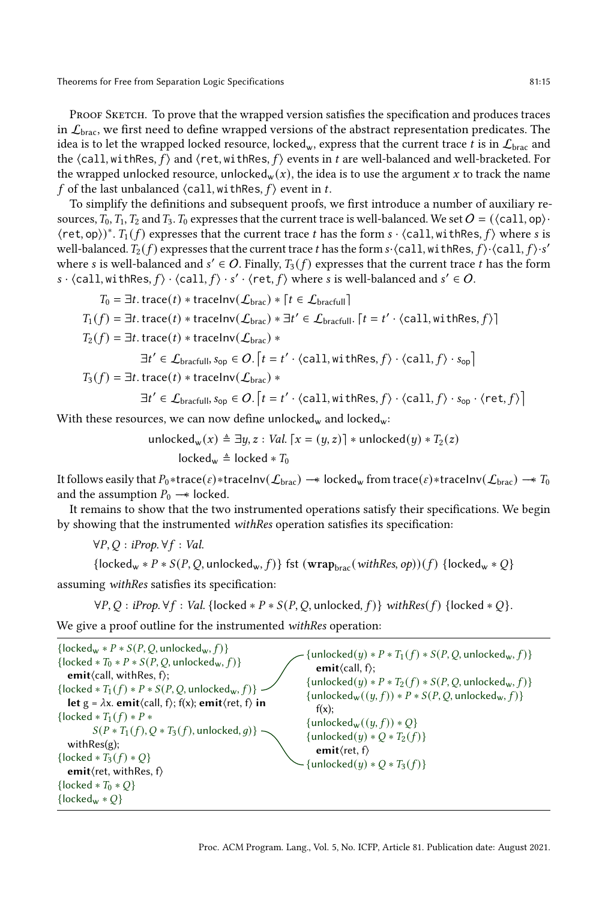Proof Sketch. To prove that the wrapped version satisfies the specification and produces traces in $\mathcal{L}_{\text{brac}}$, we first need to define wrapped versions of the abstract representation predicates. The idea is to let the wrapped locked resource, $\text{locked}_\text{w}$, express that the current trace $t$ is in $\mathcal{L}_{\text{brac}}$ and the $\langle \texttt{call}, \texttt{withRes}, f\rangle$ and $\langle \texttt{ret}, \texttt{withRes}, f\rangle$ events in $t$ are well-balanced and well-bracketed. For the wrapped unlocked resource, $\text{unlocked}_\text{w}(x)$, the idea is to use the argument $x$ to track the name $f$ of the last unbalanced $\langle \texttt{call}, \texttt{withRes}, f\rangle$ event in $t$.

To simplify the definitions and subsequent proofs, we first introduce a number of auxiliary resources, $T_0$, $T_1$, $T_2$ and $T_3$. $T_0$ expresses that the current trace is well-balanced. We set $\mathcal{O} = (\langle \texttt{call}, \texttt{op}\rangle \cdot \langle \texttt{ret}, \texttt{op}\rangle)^*$. $T_1(f)$ expresses that the current trace $t$ has the form $s \cdot \langle \texttt{call}, \texttt{withRes}, f\rangle$ where $s$ is well-balanced. $T_2(f)$ expresses that the current trace $t$ has the form $s \cdot \langle \texttt{call}, \texttt{withRes}, f\rangle \cdot \langle \texttt{call}, f\rangle \cdot s'$ where $s$ is well-balanced and $s' \in \mathcal{O}$. Finally, $T_3(f)$ expresses that the current trace $t$ has the form $s \cdot \langle \texttt{call}, \texttt{withRes}, f\rangle \cdot \langle \texttt{call}, f\rangle \cdot s' \cdot \langle \texttt{ret}, f\rangle$ where $s$ is well-balanced and $s' \in \mathcal{O}$.

$$
\begin{aligned}
T_0 &= \exists t.\, \text{trace}(t) * \text{traceInv}(\mathcal{L}_{\text{brac}}) * \lceil t \in \mathcal{L}_{\text{bracfull}} \rceil \\
T_1(f) &= \exists t.\, \text{trace}(t) * \text{traceInv}(\mathcal{L}_{\text{brac}}) * \exists t' \in \mathcal{L}_{\text{bracfull}}.\, \lceil t = t' \cdot \langle \texttt{call}, \texttt{withRes}, f\rangle \rceil \\
T_2(f) &= \exists t.\, \text{trace}(t) * \text{traceInv}(\mathcal{L}_{\text{brac}}) * \\
&\qquad \exists t' \in \mathcal{L}_{\text{bracfull}}, s_{\text{op}} \in \mathcal{O}.\, \left\lceil t = t' \cdot \langle \texttt{call}, \texttt{withRes}, f\rangle \cdot \langle \texttt{call}, f\rangle \cdot s_{\text{op}} \right\rceil \\
T_3(f) &= \exists t.\, \text{trace}(t) * \text{traceInv}(\mathcal{L}_{\text{brac}}) * \\
&\qquad \exists t' \in \mathcal{L}_{\text{bracfull}}, s_{\text{op}} \in \mathcal{O}.\, \left\lceil t = t' \cdot \langle \texttt{call}, \texttt{withRes}, f\rangle \cdot \langle \texttt{call}, f\rangle \cdot s_{\text{op}} \cdot \langle \texttt{ret}, f\rangle \right\rceil
\end{aligned}
$$

With these resources, we can now define $\text{unlocked}_\text{w}$ and $\text{locked}_\text{w}$:

$$
\begin{aligned}
\text{unlocked}_\text{w}(x) &\triangleq \exists y, z : \mathit{Val}.\, \lceil x = (y, z) \rceil * \text{unlocked}(y) * T_2(z) \\
\text{locked}_\text{w} &\triangleq \text{locked} * T_0
\end{aligned}
$$

It follows easily that $P_0 * \text{trace}(\varepsilon) * \text{traceInv}(\mathcal{L}_{\text{brac}}) \twoheadrightarrow \text{locked}_\text{w}$ from $\text{trace}(\varepsilon) * \text{traceInv}(\mathcal{L}_{\text{brac}}) \twoheadrightarrow T_0$ and the assumption $P_0 \twoheadrightarrow \text{locked}$.

It remains to show that the two instrumented operations satisfy their specifications. We begin by showing that the instrumented *withRes* operation satisfies its specification:

$$
\begin{aligned}
&\forall P, Q : \mathit{iProp}.\, \forall f : \mathit{Val}. \\
&\{\text{locked}_\text{w} * P * S(P, Q, \text{unlocked}_\text{w}, f)\}\ \text{fst}\ (\mathbf{wrap}_{\text{brac}}(\mathit{withRes}, \mathit{op}))(f)\ \{\text{locked}_\text{w} * Q\}
\end{aligned}
$$

assuming *withRes* satisfies its specification:

$$
\forall P, Q : \mathit{iProp}.\, \forall f : \mathit{Val}.\, \{\text{locked} * P * S(P, Q, \text{unlocked}, f)\}\ \mathit{withRes}(f)\ \{\text{locked} * Q\}.
$$

We give a proof outline for the instrumented *withRes* operation:

```
{locked_w * P * S(P, Q, unlocked_w, f)}
{locked * T_0 * P * S(P, Q, unlocked_w, f)}
  emit⟨call, withRes, f⟩;
{locked * T_1(f) * P * S(P, Q, unlocked_w, f)}
  let g = λx. emit⟨call, f⟩; f(x); emit⟨ret, f⟩ in
{locked * T_1(f) * P *
      S(P * T_1(f), Q * T_3(f), unlocked, g)}
  withRes(g);
{locked * T_3(f) * Q}
  emit⟨ret, withRes, f⟩
{locked * T_0 * Q}
{locked_w * Q}

    where the proof of g is:

{unlocked(y) * P * T_1(f) * S(P, Q, unlocked_w, f)}
  emit⟨call, f⟩;
{unlocked(y) * P * T_2(f) * S(P, Q, unlocked_w, f)}
{unlocked_w((y, f)) * P * S(P, Q, unlocked_w, f)}
  f(x);
{unlocked_w((y, f)) * Q}
{unlocked(y) * Q * T_2(f)}
  emit⟨ret, f⟩
{unlocked(y) * Q * T_3(f)}
```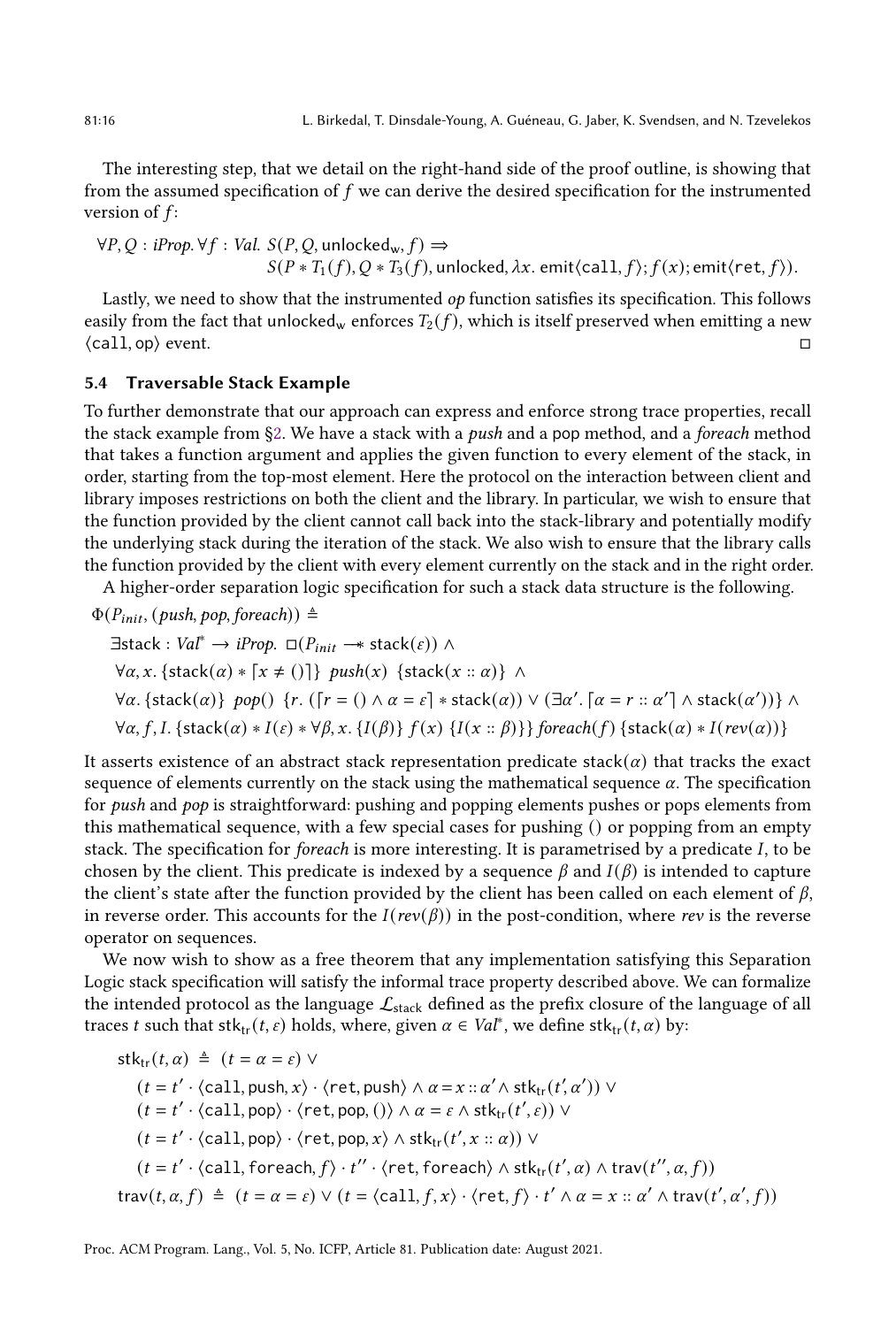The interesting step, that we detail on the right-hand side of the proof outline, is showing that from the assumed specification of $f$ we can derive the desired specification for the instrumented version of $f$:

$$\forall P, Q : iProp. \forall f : Val.\ S(P, Q, \mathsf{unlocked_w}, f) \Rightarrow$$
$$S(P * T_1(f), Q * T_3(f), \mathsf{unlocked}, \lambda x.\ \mathsf{emit}\langle \mathtt{call}, f\rangle; f(x); \mathsf{emit}\langle \mathtt{ret}, f\rangle).$$

Lastly, we need to show that the instrumented *op* function satisfies its specification. This follows easily from the fact that $\mathsf{unlocked_w}$ enforces $T_2(f)$, which is itself preserved when emitting a new $\langle \mathtt{call}, \mathsf{op}\rangle$ event. □

### 5.4 Traversable Stack Example

To further demonstrate that our approach can express and enforce strong trace properties, recall the stack example from §2. We have a stack with a *push* and a pop method, and a *foreach* method that takes a function argument and applies the given function to every element of the stack, in order, starting from the top-most element. Here the protocol on the interaction between client and library imposes restrictions on both the client and the library. In particular, we wish to ensure that the function provided by the client cannot call back into the stack-library and potentially modify the underlying stack during the iteration of the stack. We also wish to ensure that the library calls the function provided by the client with every element currently on the stack and in the right order.

A higher-order separation logic specification for such a stack data structure is the following.

$$\Phi(P_{init}, (push, pop, foreach)) \triangleq$$
$$\exists \mathsf{stack} : Val^* \to iProp.\ \square(P_{init} -\!\!* \mathsf{stack}(\varepsilon)) \wedge$$
$$\forall \alpha, x.\ \{\mathsf{stack}(\alpha) * \lceil x \neq ()\rceil\}\ push(x)\ \{\mathsf{stack}(x :: \alpha)\} \wedge$$
$$\forall \alpha.\ \{\mathsf{stack}(\alpha)\}\ pop()\ \{r.\ (\lceil r = () \wedge \alpha = \varepsilon\rceil * \mathsf{stack}(\alpha)) \vee (\exists \alpha'.\ \lceil \alpha = r :: \alpha'\rceil \wedge \mathsf{stack}(\alpha'))\} \wedge$$
$$\forall \alpha, f, I.\ \{\mathsf{stack}(\alpha) * I(\varepsilon) * \forall \beta, x.\ \{I(\beta)\}\ f(x)\ \{I(x :: \beta)\}\}\ foreach(f)\ \{\mathsf{stack}(\alpha) * I(rev(\alpha))\}$$

It asserts existence of an abstract stack representation predicate $\mathsf{stack}(\alpha)$ that tracks the exact sequence of elements currently on the stack using the mathematical sequence $\alpha$. The specification for *push* and *pop* is straightforward: pushing and popping elements pushes or pops elements from this mathematical sequence, with a few special cases for pushing () or popping from an empty stack. The specification for *foreach* is more interesting. It is parametrised by a predicate $I$, to be chosen by the client. This predicate is indexed by a sequence $\beta$ and $I(\beta)$ is intended to capture the client's state after the function provided by the client has been called on each element of $\beta$, in reverse order. This accounts for the $I(rev(\beta))$ in the post-condition, where *rev* is the reverse operator on sequences.

We now wish to show as a free theorem that any implementation satisfying this Separation Logic stack specification will satisfy the informal trace property described above. We can formalize the intended protocol as the language $\mathcal{L}_{\mathsf{stack}}$ defined as the prefix closure of the language of all traces $t$ such that $\mathsf{stk_{tr}}(t, \varepsilon)$ holds, where, given $\alpha \in Val^*$, we define $\mathsf{stk_{tr}}(t, \alpha)$ by:

$$\begin{aligned}
\mathsf{stk_{tr}}(t, \alpha) \triangleq\ & (t = \alpha = \varepsilon) \vee \\
& (t = t' \cdot \langle \mathtt{call}, \mathtt{push}, x\rangle \cdot \langle \mathtt{ret}, \mathtt{push}\rangle \wedge \alpha = x :: \alpha' \wedge \mathsf{stk_{tr}}(t', \alpha')) \vee \\
& (t = t' \cdot \langle \mathtt{call}, \mathtt{pop}\rangle \cdot \langle \mathtt{ret}, \mathtt{pop}, ()\rangle \wedge \alpha = \varepsilon \wedge \mathsf{stk_{tr}}(t', \varepsilon)) \vee \\
& (t = t' \cdot \langle \mathtt{call}, \mathtt{pop}\rangle \cdot \langle \mathtt{ret}, \mathtt{pop}, x\rangle \wedge \mathsf{stk_{tr}}(t', x :: \alpha)) \vee \\
& (t = t' \cdot \langle \mathtt{call}, \mathtt{foreach}, f\rangle \cdot t'' \cdot \langle \mathtt{ret}, \mathtt{foreach}\rangle \wedge \mathsf{stk_{tr}}(t', \alpha) \wedge \mathsf{trav}(t'', \alpha, f)) \\
\mathsf{trav}(t, \alpha, f) \triangleq\ & (t = \alpha = \varepsilon) \vee (t = \langle \mathtt{call}, f, x\rangle \cdot \langle \mathtt{ret}, f\rangle \cdot t' \wedge \alpha = x :: \alpha' \wedge \mathsf{trav}(t', \alpha', f))
\end{aligned}$$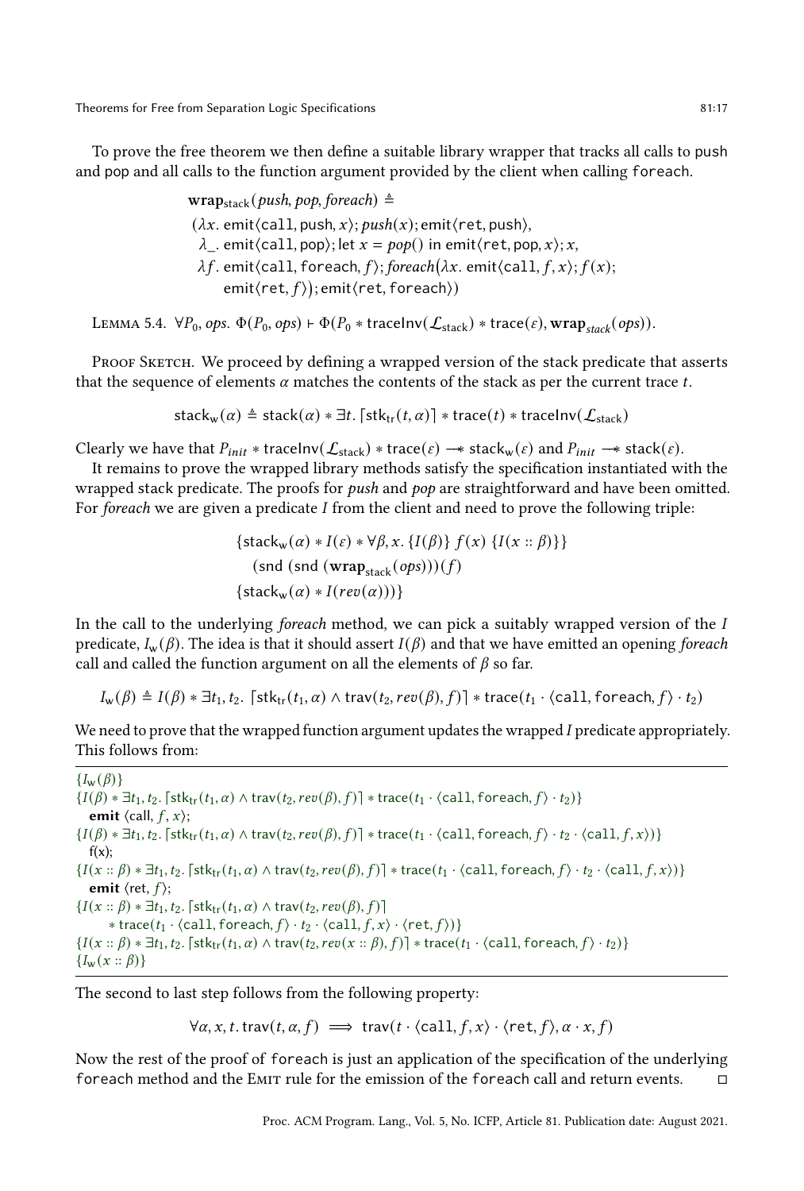To prove the free theorem we then define a suitable library wrapper that tracks all calls to push and pop and all calls to the function argument provided by the client when calling foreach.

$$
\begin{aligned}
&\mathbf{wrap}_{\mathsf{stack}}(\mathit{push}, \mathit{pop}, \mathit{foreach}) \triangleq \\
&(\lambda x.\ \mathsf{emit}\langle\mathtt{call}, \mathsf{push}, x\rangle; \mathit{push}(x); \mathsf{emit}\langle\mathtt{ret}, \mathsf{push}\rangle, \\
&\ \lambda\_.\ \mathsf{emit}\langle\mathtt{call}, \mathsf{pop}\rangle; \mathsf{let}\ x = \mathit{pop}()\ \mathsf{in}\ \mathsf{emit}\langle\mathtt{ret}, \mathsf{pop}, x\rangle; x, \\
&\ \lambda f.\ \mathsf{emit}\langle\mathtt{call}, \mathtt{foreach}, f\rangle; \mathit{foreach}\big(\lambda x.\ \mathsf{emit}\langle\mathtt{call}, f, x\rangle; f(x); \\
&\qquad \mathsf{emit}\langle\mathtt{ret}, f\rangle\big); \mathsf{emit}\langle\mathtt{ret}, \mathtt{foreach}\rangle)
\end{aligned}
$$

Lemma 5.4. $\forall P_0, ops.\ \Phi(P_0, ops) \vdash \Phi(P_0 * \mathsf{traceInv}(\mathcal{L}_{\mathsf{stack}}) * \mathsf{trace}(\varepsilon), \mathbf{wrap}_{stack}(ops))$.

Proof Sketch. We proceed by defining a wrapped version of the stack predicate that asserts that the sequence of elements $\alpha$ matches the contents of the stack as per the current trace $t$.

$$\mathsf{stack}_{\mathsf{w}}(\alpha) \triangleq \mathsf{stack}(\alpha) * \exists t.\ \lceil \mathsf{stk}_{\mathsf{tr}}(t, \alpha) \rceil * \mathsf{trace}(t) * \mathsf{traceInv}(\mathcal{L}_{\mathsf{stack}})$$

Clearly we have that $P_{init} * \mathsf{traceInv}(\mathcal{L}_{\mathsf{stack}}) * \mathsf{trace}(\varepsilon) \twoheadrightarrow \mathsf{stack}_{\mathsf{w}}(\varepsilon)$ and $P_{init} \twoheadrightarrow \mathsf{stack}(\varepsilon)$.

It remains to prove the wrapped library methods satisfy the specification instantiated with the wrapped stack predicate. The proofs for *push* and *pop* are straightforward and have been omitted. For *foreach* we are given a predicate $I$ from the client and need to prove the following triple:

$$
\begin{aligned}
&\{\mathsf{stack}_{\mathsf{w}}(\alpha) * I(\varepsilon) * \forall \beta, x.\ \{I(\beta)\}\ f(x)\ \{I(x :: \beta)\}\} \\
&\quad (\mathsf{snd}\ (\mathsf{snd}\ (\mathbf{wrap}_{\mathsf{stack}}(ops)))(f) \\
&\{\mathsf{stack}_{\mathsf{w}}(\alpha) * I(rev(\alpha))\}
\end{aligned}
$$

In the call to the underlying *foreach* method, we can pick a suitably wrapped version of the $I$ predicate, $I_{\mathsf{w}}(\beta)$. The idea is that it should assert $I(\beta)$ and that we have emitted an opening *foreach* call and called the function argument on all the elements of $\beta$ so far.

$$I_{\mathsf{w}}(\beta) \triangleq I(\beta) * \exists t_1, t_2.\ \lceil \mathsf{stk}_{\mathsf{tr}}(t_1, \alpha) \wedge \mathsf{trav}(t_2, rev(\beta), f) \rceil * \mathsf{trace}(t_1 \cdot \langle\mathtt{call}, \mathtt{foreach}, f\rangle \cdot t_2)$$

We need to prove that the wrapped function argument updates the wrapped $I$ predicate appropriately. This follows from:

$\{I_{\mathsf{w}}(\beta)\}$
$\{I(\beta) * \exists t_1, t_2.\ \lceil \mathsf{stk}_{\mathsf{tr}}(t_1, \alpha) \wedge \mathsf{trav}(t_2, rev(\beta), f) \rceil * \mathsf{trace}(t_1 \cdot \langle\mathtt{call}, \mathtt{foreach}, f\rangle \cdot t_2)\}$
  **emit** $\langle \mathsf{call}, f, x\rangle$;
$\{I(\beta) * \exists t_1, t_2.\ \lceil \mathsf{stk}_{\mathsf{tr}}(t_1, \alpha) \wedge \mathsf{trav}(t_2, rev(\beta), f) \rceil * \mathsf{trace}(t_1 \cdot \langle\mathtt{call}, \mathtt{foreach}, f\rangle \cdot t_2 \cdot \langle\mathtt{call}, f, x\rangle)\}$
  f(x);
$\{I(x :: \beta) * \exists t_1, t_2.\ \lceil \mathsf{stk}_{\mathsf{tr}}(t_1, \alpha) \wedge \mathsf{trav}(t_2, rev(\beta), f) \rceil * \mathsf{trace}(t_1 \cdot \langle\mathtt{call}, \mathtt{foreach}, f\rangle \cdot t_2 \cdot \langle\mathtt{call}, f, x\rangle)\}$
  **emit** $\langle \mathsf{ret}, f\rangle$;
$\{I(x :: \beta) * \exists t_1, t_2.\ \lceil \mathsf{stk}_{\mathsf{tr}}(t_1, \alpha) \wedge \mathsf{trav}(t_2, rev(\beta), f) \rceil$
    $* \mathsf{trace}(t_1 \cdot \langle\mathtt{call}, \mathtt{foreach}, f\rangle \cdot t_2 \cdot \langle\mathtt{call}, f, x\rangle \cdot \langle\mathtt{ret}, f\rangle)\}$
$\{I(x :: \beta) * \exists t_1, t_2.\ \lceil \mathsf{stk}_{\mathsf{tr}}(t_1, \alpha) \wedge \mathsf{trav}(t_2, rev(x :: \beta), f) \rceil * \mathsf{trace}(t_1 \cdot \langle\mathtt{call}, \mathtt{foreach}, f\rangle \cdot t_2)\}$
$\{I_{\mathsf{w}}(x :: \beta)\}$

The second to last step follows from the following property:

$$\forall \alpha, x, t.\ \mathsf{trav}(t, \alpha, f) \implies \mathsf{trav}(t \cdot \langle\mathtt{call}, f, x\rangle \cdot \langle\mathtt{ret}, f\rangle, \alpha \cdot x, f)$$

Now the rest of the proof of foreach is just an application of the specification of the underlying foreach method and the Emit rule for the emission of the foreach call and return events. □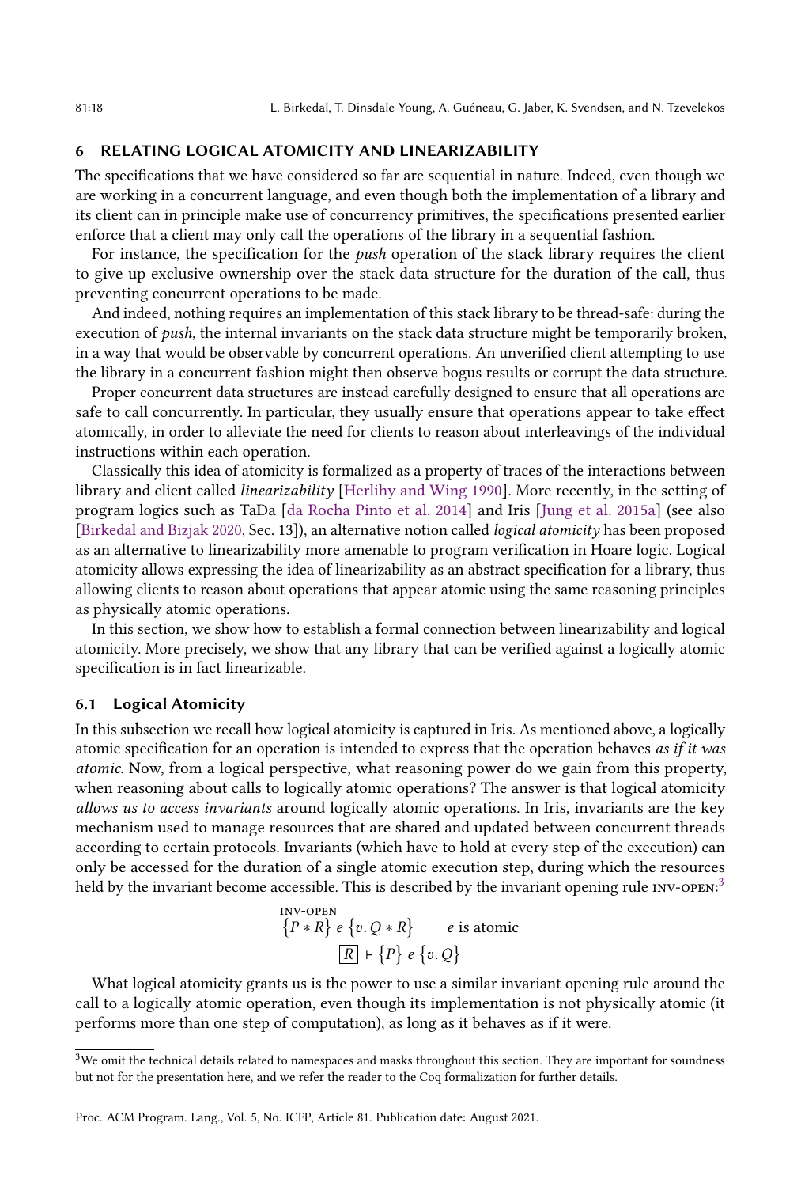## 6 RELATING LOGICAL ATOMICITY AND LINEARIZABILITY

The specifications that we have considered so far are sequential in nature. Indeed, even though we are working in a concurrent language, and even though both the implementation of a library and its client can in principle make use of concurrency primitives, the specifications presented earlier enforce that a client may only call the operations of the library in a sequential fashion.

For instance, the specification for the *push* operation of the stack library requires the client to give up exclusive ownership over the stack data structure for the duration of the call, thus preventing concurrent operations to be made.

And indeed, nothing requires an implementation of this stack library to be thread-safe: during the execution of *push*, the internal invariants on the stack data structure might be temporarily broken, in a way that would be observable by concurrent operations. An unverified client attempting to use the library in a concurrent fashion might then observe bogus results or corrupt the data structure.

Proper concurrent data structures are instead carefully designed to ensure that all operations are safe to call concurrently. In particular, they usually ensure that operations appear to take effect atomically, in order to alleviate the need for clients to reason about interleavings of the individual instructions within each operation.

Classically this idea of atomicity is formalized as a property of traces of the interactions between library and client called *linearizability* [Herlihy and Wing 1990]. More recently, in the setting of program logics such as TaDa [da Rocha Pinto et al. 2014] and Iris [Jung et al. 2015a] (see also [Birkedal and Bizjak 2020, Sec. 13]), an alternative notion called *logical atomicity* has been proposed as an alternative to linearizability more amenable to program verification in Hoare logic. Logical atomicity allows expressing the idea of linearizability as an abstract specification for a library, thus allowing clients to reason about operations that appear atomic using the same reasoning principles as physically atomic operations.

In this section, we show how to establish a formal connection between linearizability and logical atomicity. More precisely, we show that any library that can be verified against a logically atomic specification is in fact linearizable.

### 6.1 Logical Atomicity

In this subsection we recall how logical atomicity is captured in Iris. As mentioned above, a logically atomic specification for an operation is intended to express that the operation behaves *as if it was atomic*. Now, from a logical perspective, what reasoning power do we gain from this property, when reasoning about calls to logically atomic operations? The answer is that logical atomicity *allows us to access invariants* around logically atomic operations. In Iris, invariants are the key mechanism used to manage resources that are shared and updated between concurrent threads according to certain protocols. Invariants (which have to hold at every step of the execution) can only be accessed for the duration of a single atomic execution step, during which the resources held by the invariant become accessible. This is described by the invariant opening rule INV-OPEN:[3]

$$\frac{\{P * R\}\ e\ \{v.\, Q * R\} \qquad e \text{ is atomic}}{\boxed{R} \vdash \{P\}\ e\ \{v.\, Q\}}\ \textsc{inv-open}$$

What logical atomicity grants us is the power to use a similar invariant opening rule around the call to a logically atomic operation, even though its implementation is not physically atomic (it performs more than one step of computation), as long as it behaves as if it were.

[3] We omit the technical details related to namespaces and masks throughout this section. They are important for soundness but not for the presentation here, and we refer the reader to the Coq formalization for further details.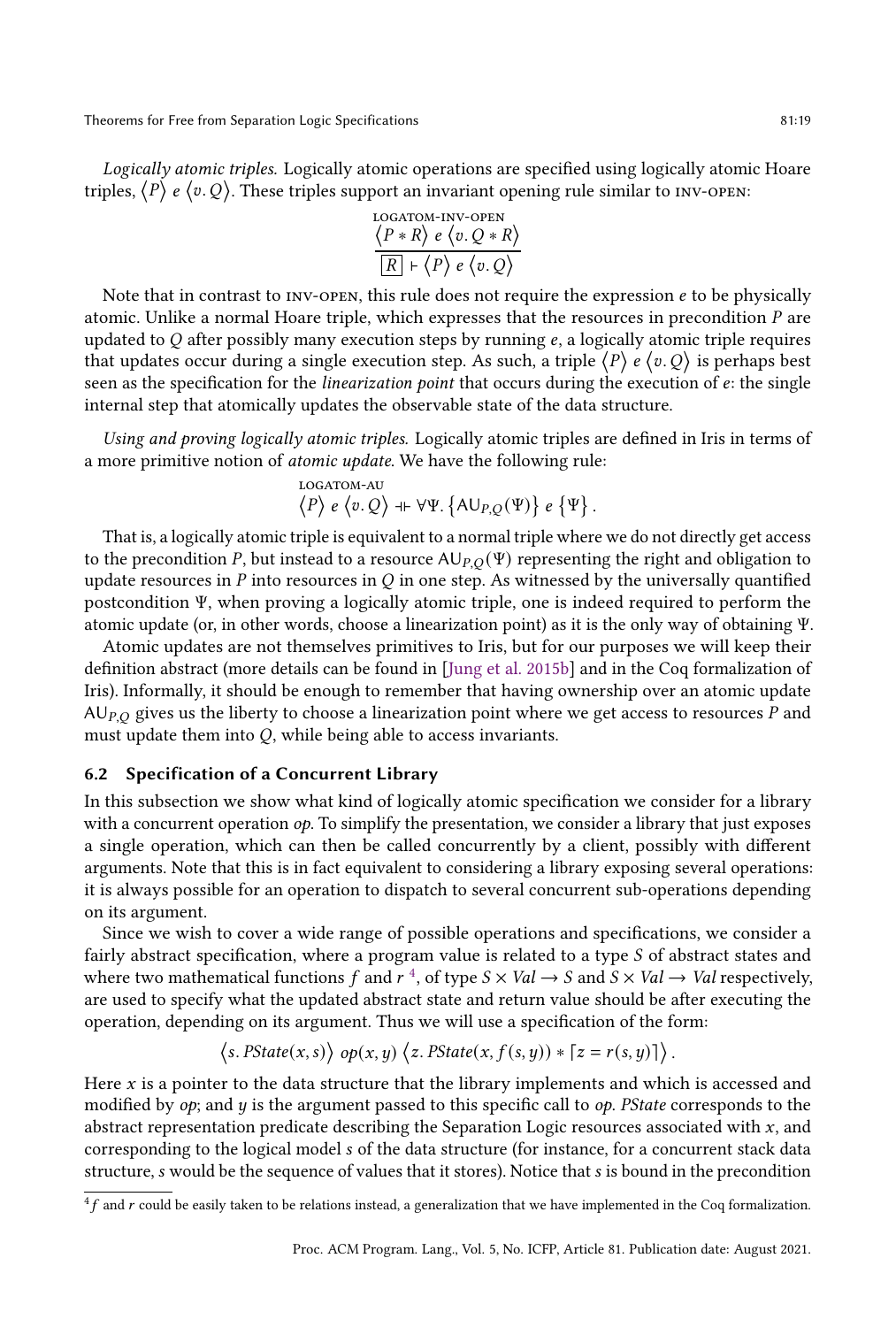*Logically atomic triples.* Logically atomic operations are specified using logically atomic Hoare triples, $\langle P \rangle\ e\ \langle v. Q \rangle$. These triples support an invariant opening rule similar to INV-OPEN:

$$\frac{\overset{\text{LOGATOM-INV-OPEN}}{\langle P * R \rangle\ e\ \langle v. Q * R \rangle}}{\boxed{R} \vdash \langle P \rangle\ e\ \langle v. Q \rangle}$$

Note that in contrast to INV-OPEN, this rule does not require the expression $e$ to be physically atomic. Unlike a normal Hoare triple, which expresses that the resources in precondition $P$ are updated to $Q$ after possibly many execution steps by running $e$, a logically atomic triple requires that updates occur during a single execution step. As such, a triple $\langle P \rangle\ e\ \langle v. Q \rangle$ is perhaps best seen as the specification for the *linearization point* that occurs during the execution of $e$: the single internal step that atomically updates the observable state of the data structure.

*Using and proving logically atomic triples.* Logically atomic triples are defined in Iris in terms of a more primitive notion of *atomic update*. We have the following rule:

$$\overset{\text{LOGATOM-AU}}{\langle P \rangle\ e\ \langle v. Q \rangle \dashv\vdash \forall \Psi. \left\{ \mathsf{AU}_{P,Q}(\Psi) \right\}\ e\ \left\{ \Psi \right\}.}$$

That is, a logically atomic triple is equivalent to a normal triple where we do not directly get access to the precondition $P$, but instead to a resource $\mathsf{AU}_{P,Q}(\Psi)$ representing the right and obligation to update resources in $P$ into resources in $Q$ in one step. As witnessed by the universally quantified postcondition $\Psi$, when proving a logically atomic triple, one is indeed required to perform the atomic update (or, in other words, choose a linearization point) as it is the only way of obtaining $\Psi$.

Atomic updates are not themselves primitives to Iris, but for our purposes we will keep their definition abstract (more details can be found in [Jung et al. 2015b] and in the Coq formalization of Iris). Informally, it should be enough to remember that having ownership over an atomic update $\mathsf{AU}_{P,Q}$ gives us the liberty to choose a linearization point where we get access to resources $P$ and must update them into $Q$, while being able to access invariants.

### 6.2 Specification of a Concurrent Library

In this subsection we show what kind of logically atomic specification we consider for a library with a concurrent operation *op*. To simplify the presentation, we consider a library that just exposes a single operation, which can then be called concurrently by a client, possibly with different arguments. Note that this is in fact equivalent to considering a library exposing several operations: it is always possible for an operation to dispatch to several concurrent sub-operations depending on its argument.

Since we wish to cover a wide range of possible operations and specifications, we consider a fairly abstract specification, where a program value is related to a type $S$ of abstract states and where two mathematical functions $f$ and $r$ [4], of type $S \times Val \rightarrow S$ and $S \times Val \rightarrow Val$ respectively, are used to specify what the updated abstract state and return value should be after executing the operation, depending on its argument. Thus we will use a specification of the form:

$$\langle s.\ PState(x, s) \rangle\ op(x, y)\ \langle z.\ PState(x, f(s, y)) * \lceil z = r(s, y) \rceil \rangle.$$

Here $x$ is a pointer to the data structure that the library implements and which is accessed and modified by *op*; and $y$ is the argument passed to this specific call to *op*. *PState* corresponds to the abstract representation predicate describing the Separation Logic resources associated with $x$, and corresponding to the logical model $s$ of the data structure (for instance, for a concurrent stack data structure, $s$ would be the sequence of values that it stores). Notice that $s$ is bound in the precondition

[4] $f$ and $r$ could be easily taken to be relations instead, a generalization that we have implemented in the Coq formalization.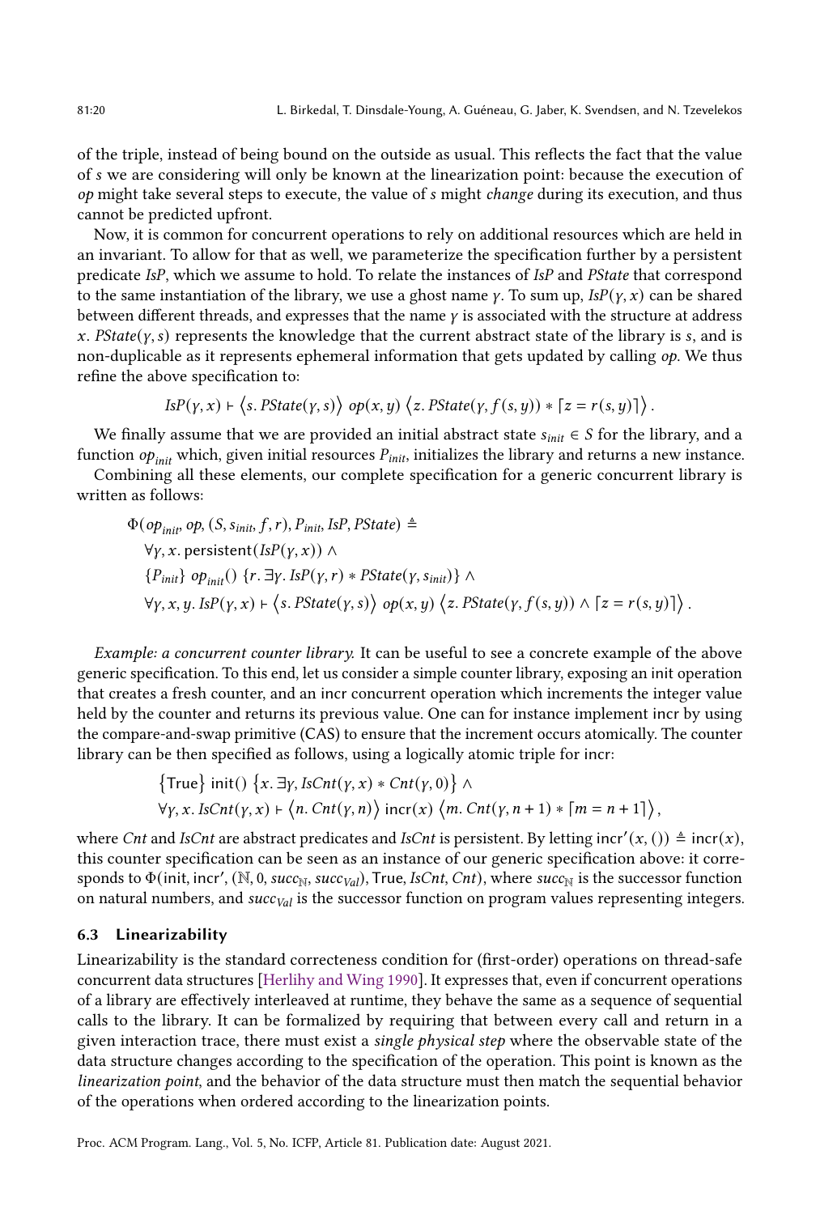of the triple, instead of being bound on the outside as usual. This reflects the fact that the value of $s$ we are considering will only be known at the linearization point: because the execution of $op$ might take several steps to execute, the value of $s$ might *change* during its execution, and thus cannot be predicted upfront.

Now, it is common for concurrent operations to rely on additional resources which are held in an invariant. To allow for that as well, we parameterize the specification further by a persistent predicate $IsP$, which we assume to hold. To relate the instances of $IsP$ and $PState$ that correspond to the same instantiation of the library, we use a ghost name $\gamma$. To sum up, $IsP(\gamma, x)$ can be shared between different threads, and expresses that the name $\gamma$ is associated with the structure at address $x$. $PState(\gamma, s)$ represents the knowledge that the current abstract state of the library is $s$, and is non-duplicable as it represents ephemeral information that gets updated by calling $op$. We thus refine the above specification to:

$$IsP(\gamma, x) \vdash \langle s.\, PState(\gamma, s) \rangle \; op(x, y) \; \langle z.\, PState(\gamma, f(s, y)) * \lceil z = r(s, y) \rceil \rangle .$$

We finally assume that we are provided an initial abstract state $s_{init} \in S$ for the library, and a function $op_{init}$ which, given initial resources $P_{init}$, initializes the library and returns a new instance.

Combining all these elements, our complete specification for a generic concurrent library is written as follows:

$$\begin{aligned}
&\Phi(op_{init}, op, (S, s_{init}, f, r), P_{init}, IsP, PState) \triangleq \\
&\quad \forall \gamma, x.\, \mathsf{persistent}(IsP(\gamma, x)) \land \\
&\quad \{P_{init}\} \; op_{init}() \; \{r.\, \exists \gamma.\, IsP(\gamma, r) * PState(\gamma, s_{init})\} \land \\
&\quad \forall \gamma, x, y.\, IsP(\gamma, x) \vdash \langle s.\, PState(\gamma, s) \rangle \; op(x, y) \; \langle z.\, PState(\gamma, f(s, y)) \land \lceil z = r(s, y) \rceil \rangle .
\end{aligned}$$

*Example: a concurrent counter library.* It can be useful to see a concrete example of the above generic specification. To this end, let us consider a simple counter library, exposing an init operation that creates a fresh counter, and an incr concurrent operation which increments the integer value held by the counter and returns its previous value. One can for instance implement incr by using the compare-and-swap primitive (CAS) to ensure that the increment occurs atomically. The counter library can be then specified as follows, using a logically atomic triple for incr:

$$\begin{aligned}
&\{\mathsf{True}\} \; \mathsf{init}() \; \{x.\, \exists \gamma, IsCnt(\gamma, x) * Cnt(\gamma, 0)\} \land \\
&\forall \gamma, x.\, IsCnt(\gamma, x) \vdash \langle n.\, Cnt(\gamma, n) \rangle \; \mathsf{incr}(x) \; \langle m.\, Cnt(\gamma, n+1) * \lceil m = n+1 \rceil \rangle ,
\end{aligned}$$

where $Cnt$ and $IsCnt$ are abstract predicates and $IsCnt$ is persistent. By letting $\mathsf{incr}'(x, ()) \triangleq \mathsf{incr}(x)$, this counter specification can be seen as an instance of our generic specification above: it corresponds to $\Phi(\mathsf{init}, \mathsf{incr}', (\mathbb{N}, 0, succ_{\mathbb{N}}, succ_{Val}), \mathsf{True}, IsCnt, Cnt)$, where $succ_{\mathbb{N}}$ is the successor function on natural numbers, and $succ_{Val}$ is the successor function on program values representing integers.

### 6.3 Linearizability

Linearizability is the standard correctness condition for (first-order) operations on thread-safe concurrent data structures [Herlihy and Wing 1990]. It expresses that, even if concurrent operations of a library are effectively interleaved at runtime, they behave the same as a sequence of sequential calls to the library. It can be formalized by requiring that between every call and return in a given interaction trace, there must exist a *single physical step* where the observable state of the data structure changes according to the specification of the operation. This point is known as the *linearization point*, and the behavior of the data structure must then match the sequential behavior of the operations when ordered according to the linearization points.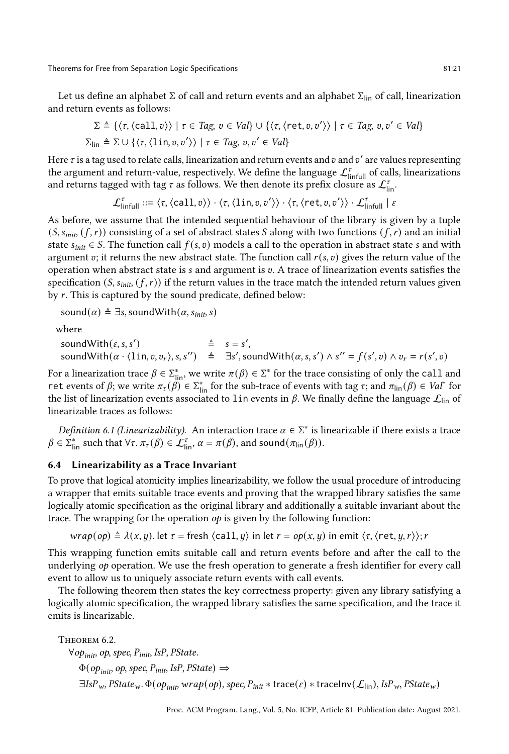Let us define an alphabet $\Sigma$ of call and return events and an alphabet $\Sigma_{\text{lin}}$ of call, linearization and return events as follows:

$$\Sigma \triangleq \{\langle \tau, \langle \texttt{call}, v \rangle \rangle \mid \tau \in \mathit{Tag},\ v \in \mathit{Val}\} \cup \{\langle \tau, \langle \texttt{ret}, v, v' \rangle \rangle \mid \tau \in \mathit{Tag},\ v, v' \in \mathit{Val}\}$$

$$\Sigma_{\text{lin}} \triangleq \Sigma \cup \{\langle \tau, \langle \texttt{lin}, v, v' \rangle \rangle \mid \tau \in \mathit{Tag},\ v, v' \in \mathit{Val}\}$$

Here $\tau$ is a tag used to relate calls, linearization and return events and $v$ and $v'$ are values representing the argument and return-value, respectively. We define the language $\mathcal{L}^{\tau}_{\text{linfull}}$ of calls, linearizations and returns tagged with tag $\tau$ as follows. We then denote its prefix closure as $\mathcal{L}^{\tau}_{\text{lin}}$.

$$\mathcal{L}^{\tau}_{\text{linfull}} ::= \langle \tau, \langle \texttt{call}, v \rangle \rangle \cdot \langle \tau, \langle \texttt{lin}, v, v' \rangle \rangle \cdot \langle \tau, \langle \texttt{ret}, v, v' \rangle \rangle \cdot \mathcal{L}^{\tau}_{\text{linfull}} \mid \varepsilon$$

As before, we assume that the intended sequential behaviour of the library is given by a tuple $(S, s_{init}, (f, r))$ consisting of a set of abstract states $S$ along with two functions $(f, r)$ and an initial state $s_{init} \in S$. The function call $f(s, v)$ models a call to the operation in abstract state $s$ and with argument $v$; it returns the new abstract state. The function call $r(s, v)$ gives the return value of the operation when abstract state is $s$ and argument is $v$. A trace of linearization events satisfies the specification $(S, s_{init}, (f, r))$ if the return values in the trace match the intended return values given by $r$. This is captured by the sound predicate, defined below:

$$\mathsf{sound}(\alpha) \triangleq \exists s, \mathsf{soundWith}(\alpha, s_{init}, s)$$

where

$$\begin{aligned}
\mathsf{soundWith}(\varepsilon, s, s') &\triangleq s = s', \\
\mathsf{soundWith}(\alpha \cdot \langle \texttt{lin}, v, v_r \rangle, s, s'') &\triangleq \exists s', \mathsf{soundWith}(\alpha, s, s') \land s'' = f(s', v) \land v_r = r(s', v)
\end{aligned}$$

For a linearization trace $\beta \in \Sigma^*_{\text{lin}}$, we write $\pi(\beta) \in \Sigma^*$ for the trace consisting of only the `call` and `ret` events of $\beta$; we write $\pi_\tau(\beta) \in \Sigma^*_{\text{lin}}$ for the sub-trace of events with tag $\tau$; and $\pi_{\text{lin}}(\beta) \in \mathit{Val}^*$ for the list of linearization events associated to `lin` events in $\beta$. We finally define the language $\mathcal{L}_{\text{lin}}$ of linearizable traces as follows:

*Definition 6.1 (Linearizability).* An interaction trace $\alpha \in \Sigma^*$ is linearizable if there exists a trace $\beta \in \Sigma^*_{\text{lin}}$ such that $\forall \tau.\ \pi_\tau(\beta) \in \mathcal{L}^{\tau}_{\text{lin}}$, $\alpha = \pi(\beta)$, and $\mathsf{sound}(\pi_{\text{lin}}(\beta))$.

### 6.4 Linearizability as a Trace Invariant

To prove that logical atomicity implies linearizability, we follow the usual procedure of introducing a wrapper that emits suitable trace events and proving that the wrapped library satisfies the same logically atomic specification as the original library and additionally a suitable invariant about the trace. The wrapping for the operation $op$ is given by the following function:

$$\mathit{wrap}(op) \triangleq \lambda(x, y).\ \mathsf{let}\ \tau = \mathsf{fresh}\ \langle \texttt{call}, y \rangle\ \mathsf{in}\ \mathsf{let}\ r = op(x, y)\ \mathsf{in}\ \mathsf{emit}\ \langle \tau, \langle \texttt{ret}, y, r \rangle \rangle; r$$

This wrapping function emits suitable call and return events before and after the call to the underlying $op$ operation. We use the fresh operation to generate a fresh identifier for every call event to allow us to uniquely associate return events with call events.

The following theorem then states the key correctness property: given any library satisfying a logically atomic specification, the wrapped library satisfies the same specification, and the trace it emits is linearizable.

THEOREM 6.2.

$$\begin{aligned}
&\forall op_{init}, op, spec, P_{init}, IsP, PState. \\
&\quad \Phi(op_{init}, op, spec, P_{init}, IsP, PState) \Rightarrow \\
&\quad \exists IsP_w, PState_w.\ \Phi(op_{init}, \mathit{wrap}(op), spec, P_{init} * \mathsf{trace}(\varepsilon) * \mathsf{traceInv}(\mathcal{L}_{\text{lin}}), IsP_w, PState_w)
\end{aligned}$$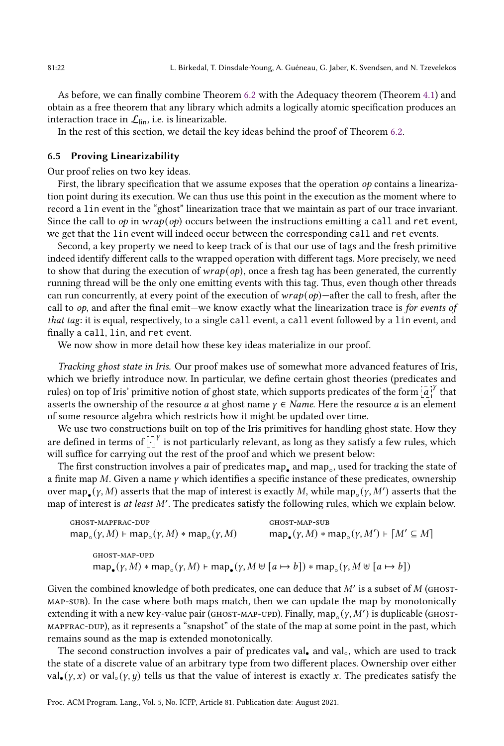As before, we can finally combine Theorem 6.2 with the Adequacy theorem (Theorem 4.1) and obtain as a free theorem that any library which admits a logically atomic specification produces an interaction trace in $\mathcal{L}_{\text{lin}}$, i.e. is linearizable.

In the rest of this section, we detail the key ideas behind the proof of Theorem 6.2.

### 6.5 Proving Linearizability

Our proof relies on two key ideas.

First, the library specification that we assume exposes that the operation *op* contains a linearization point during its execution. We can thus use this point in the execution as the moment where to record a `lin` event in the "ghost" linearization trace that we maintain as part of our trace invariant. Since the call to *op* in *wrap*(*op*) occurs between the instructions emitting a `call` and `ret` event, we get that the `lin` event will indeed occur between the corresponding `call` and `ret` events.

Second, a key property we need to keep track of is that our use of tags and the fresh primitive indeed identify different calls to the wrapped operation with different tags. More precisely, we need to show that during the execution of *wrap*(*op*), once a fresh tag has been generated, the currently running thread will be the only one emitting events with this tag. Thus, even though other threads can run concurrently, at every point of the execution of *wrap*(*op*)—after the call to fresh, after the call to *op*, and after the final emit—we know exactly what the linearization trace is *for events of that tag*: it is equal, respectively, to a single `call` event, a `call` event followed by a `lin` event, and finally a `call`, `lin`, and `ret` event.

We now show in more detail how these key ideas materialize in our proof.

*Tracking ghost state in Iris.* Our proof makes use of somewhat more advanced features of Iris, which we briefly introduce now. In particular, we define certain ghost theories (predicates and rules) on top of Iris' primitive notion of ghost state, which supports predicates of the form $\boxed{a}^{\gamma}$ that asserts the ownership of the resource $a$ at ghost name $\gamma \in \mathit{Name}$. Here the resource $a$ is an element of some resource algebra which restricts how it might be updated over time.

We use two constructions built on top of the Iris primitives for handling ghost state. How they are defined in terms of $\boxed{\cdot}^{\gamma}$ is not particularly relevant, as long as they satisfy a few rules, which will suffice for carrying out the rest of the proof and which we present below:

The first construction involves a pair of predicates $\mathsf{map}_\bullet$ and $\mathsf{map}_\circ$, used for tracking the state of a finite map $M$. Given a name $\gamma$ which identifies a specific instance of these predicates, ownership over $\mathsf{map}_\bullet(\gamma, M)$ asserts that the map of interest is exactly $M$, while $\mathsf{map}_\circ(\gamma, M')$ asserts that the map of interest is *at least* $M'$. The predicates satisfy the following rules, which we explain below.

ghost-mapfrac-dup
$$\mathsf{map}_\circ(\gamma, M) \vdash \mathsf{map}_\circ(\gamma, M) * \mathsf{map}_\circ(\gamma, M)$$

ghost-map-sub
$$\mathsf{map}_\bullet(\gamma, M) * \mathsf{map}_\circ(\gamma, M') \vdash \lceil M' \subseteq M \rceil$$

ghost-map-upd
$$\mathsf{map}_\bullet(\gamma, M) * \mathsf{map}_\circ(\gamma, M) \vdash \mathsf{map}_\bullet(\gamma, M \uplus [a \mapsto b]) * \mathsf{map}_\circ(\gamma, M \uplus [a \mapsto b])$$

Given the combined knowledge of both predicates, one can deduce that $M'$ is a subset of $M$ (ghost-map-sub). In the case where both maps match, then we can update the map by monotonically extending it with a new key-value pair (ghost-map-upd). Finally, $\mathsf{map}_\circ(\gamma, M')$ is duplicable (ghost-mapfrac-dup), as it represents a "snapshot" of the state of the map at some point in the past, which remains sound as the map is extended monotonically.

The second construction involves a pair of predicates $\mathsf{val}_\bullet$ and $\mathsf{val}_\circ$, which are used to track the state of a discrete value of an arbitrary type from two different places. Ownership over either $\mathsf{val}_\bullet(\gamma, x)$ or $\mathsf{val}_\circ(\gamma, y)$ tells us that the value of interest is exactly $x$. The predicates satisfy the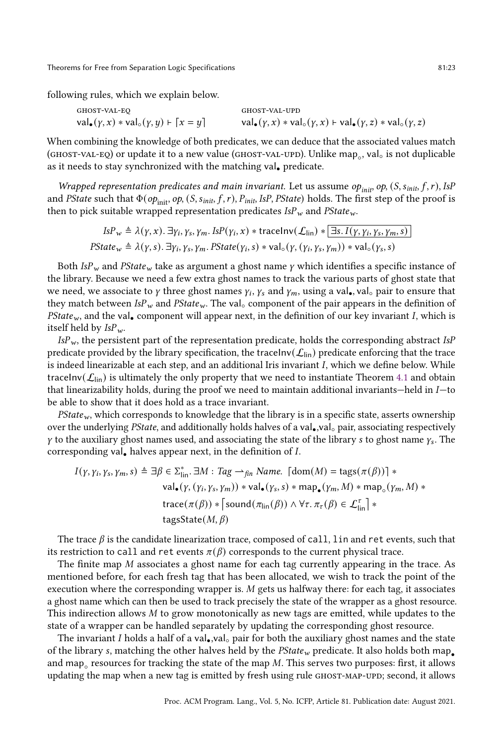following rules, which we explain below.

$$\textsc{ghost-val-eq} \qquad \mathsf{val}_\bullet(\gamma, x) * \mathsf{val}_\circ(\gamma, y) \vdash \lceil x = y \rceil$$

$$\textsc{ghost-val-upd} \qquad \mathsf{val}_\bullet(\gamma, x) * \mathsf{val}_\circ(\gamma, x) \vdash \mathsf{val}_\bullet(\gamma, z) * \mathsf{val}_\circ(\gamma, z)$$

When combining the knowledge of both predicates, we can deduce that the associated values match (GHOST-VAL-EQ) or update it to a new value (GHOST-VAL-UPD). Unlike $\mathsf{map}_\circ$, $\mathsf{val}_\circ$ is not duplicable as it needs to stay synchronized with the matching $\mathsf{val}_\bullet$ predicate.

*Wrapped representation predicates and main invariant.* Let us assume $op_{init}$, $op$, $(S, s_{init}, f, r)$, $IsP$ and $PState$ such that $\Phi(op_{\mathrm{init}}, op, (S, s_{init}, f, r), P_{init}, IsP, PState)$ holds. The first step of the proof is then to pick suitable wrapped representation predicates $IsP_w$ and $PState_w$.

$$IsP_w \triangleq \lambda(\gamma, x).\, \exists \gamma_i, \gamma_s, \gamma_m.\, IsP(\gamma_i, x) * \mathsf{traceInv}(\mathcal{L}_{\mathsf{lin}}) * \boxed{\exists s.\, I(\gamma, \gamma_i, \gamma_s, \gamma_m, s)}$$

$$PState_w \triangleq \lambda(\gamma, s).\, \exists \gamma_i, \gamma_s, \gamma_m.\, PState(\gamma_i, s) * \mathsf{val}_\circ(\gamma, (\gamma_i, \gamma_s, \gamma_m)) * \mathsf{val}_\circ(\gamma_s, s)$$

Both $IsP_w$ and $PState_w$ take as argument a ghost name $\gamma$ which identifies a specific instance of the library. Because we need a few extra ghost names to track the various parts of ghost state that we need, we associate to $\gamma$ three ghost names $\gamma_i$, $\gamma_s$ and $\gamma_m$, using a $\mathsf{val}_\bullet$, $\mathsf{val}_\circ$ pair to ensure that they match between $IsP_w$ and $PState_w$. The $\mathsf{val}_\circ$ component of the pair appears in the definition of $PState_w$, and the $\mathsf{val}_\bullet$ component will appear next, in the definition of our key invariant $I$, which is itself held by $IsP_w$.

$IsP_w$, the persistent part of the representation predicate, holds the corresponding abstract $IsP$ predicate provided by the library specification, the $\mathsf{traceInv}(\mathcal{L}_{\mathsf{lin}})$ predicate enforcing that the trace is indeed linearizable at each step, and an additional Iris invariant $I$, which we define below. While $\mathsf{traceInv}(\mathcal{L}_{\mathsf{lin}})$ is ultimately the only property that we need to instantiate Theorem 4.1 and obtain that linearizability holds, during the proof we need to maintain additional invariants—held in $I$—to be able to show that it does hold as a trace invariant.

$PState_w$, which corresponds to knowledge that the library is in a specific state, asserts ownership over the underlying $PState$, and additionally holds halves of a $\mathsf{val}_\bullet$,$\mathsf{val}_\circ$ pair, associating respectively $\gamma$ to the auxiliary ghost names used, and associating the state of the library $s$ to ghost name $\gamma_s$. The corresponding $\mathsf{val}_\bullet$ halves appear next, in the definition of $I$.

$$\begin{aligned} I(\gamma, \gamma_i, \gamma_s, \gamma_m, s) \triangleq \exists \beta \in \Sigma^*_{\mathsf{lin}}.\, \exists M : Tag \rightharpoonup_{fin} Name.\, & \lceil \mathrm{dom}(M) = \mathrm{tags}(\pi(\beta)) \rceil * \\ & \mathsf{val}_\bullet(\gamma, (\gamma_i, \gamma_s, \gamma_m)) * \mathsf{val}_\bullet(\gamma_s, s) * \mathsf{map}_\bullet(\gamma_m, M) * \mathsf{map}_\circ(\gamma_m, M) * \\ & \mathsf{trace}(\pi(\beta)) * \lceil \mathsf{sound}(\pi_{\mathsf{lin}}(\beta)) \wedge \forall \tau.\, \pi_\tau(\beta) \in \mathcal{L}^\tau_{\mathsf{lin}} \rceil * \\ & \mathsf{tagsState}(M, \beta) \end{aligned}$$

The trace $\beta$ is the candidate linearization trace, composed of `call`, `lin` and `ret` events, such that its restriction to `call` and `ret` events $\pi(\beta)$ corresponds to the current physical trace.

The finite map $M$ associates a ghost name for each tag currently appearing in the trace. As mentioned before, for each fresh tag that has been allocated, we wish to track the point of the execution where the corresponding wrapper is. $M$ gets us halfway there: for each tag, it associates a ghost name which can then be used to track precisely the state of the wrapper as a ghost resource. This indirection allows $M$ to grow monotonically as new tags are emitted, while updates to the state of a wrapper can be handled separately by updating the corresponding ghost resource.

The invariant $I$ holds a half of a $\mathsf{val}_\bullet$,$\mathsf{val}_\circ$ pair for both the auxiliary ghost names and the state of the library $s$, matching the other halves held by the $PState_w$ predicate. It also holds both $\mathsf{map}_\bullet$ and $\mathsf{map}_\circ$ resources for tracking the state of the map $M$. This serves two purposes: first, it allows updating the map when a new tag is emitted by fresh using rule GHOST-MAP-UPD; second, it allows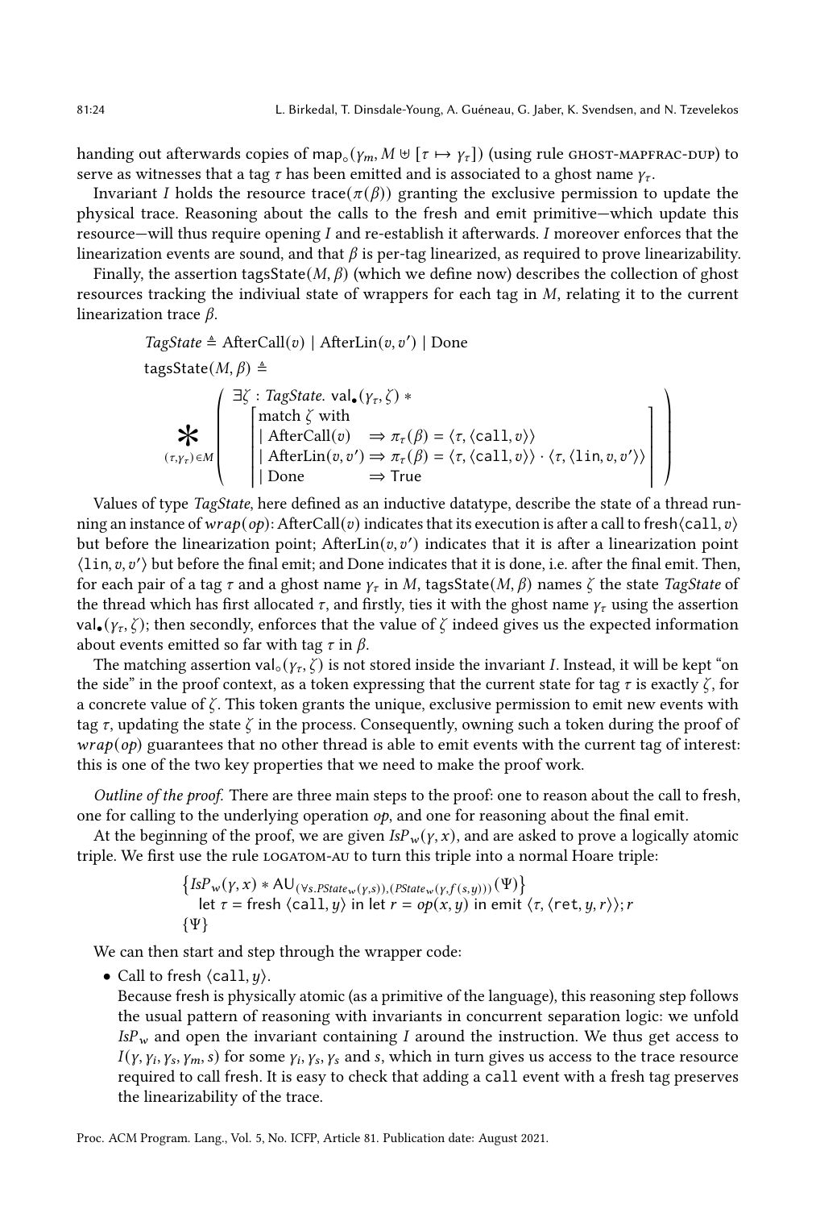handing out afterwards copies of $\mathsf{map}_\circ(\gamma_m, M \uplus [\tau \mapsto \gamma_\tau])$ (using rule GHOST-MAPFRAC-DUP) to serve as witnesses that a tag $\tau$ has been emitted and is associated to a ghost name $\gamma_\tau$.

Invariant $I$ holds the resource $\mathsf{trace}(\pi(\beta))$ granting the exclusive permission to update the physical trace. Reasoning about the calls to the fresh and emit primitive—which update this resource—will thus require opening $I$ and re-establish it afterwards. $I$ moreover enforces that the linearization events are sound, and that $\beta$ is per-tag linearized, as required to prove linearizability.

Finally, the assertion $\mathsf{tagsState}(M, \beta)$ (which we define now) describes the collection of ghost resources tracking the indiviual state of wrappers for each tag in $M$, relating it to the current linearization trace $\beta$.

$$
\begin{aligned}
&\mathit{TagState} \triangleq \mathrm{AfterCall}(v) \mid \mathrm{AfterLin}(v, v') \mid \mathrm{Done}\\
&\mathsf{tagsState}(M, \beta) \triangleq\\
&\mathop{\Huge\ast}_{(\tau,\gamma_\tau)\in M} \left( \begin{array}{l} \exists \zeta : \mathit{TagState}.\ \mathsf{val}_\bullet(\gamma_\tau, \zeta) \ast \\ \left\lceil \begin{array}{lll} \text{match } \zeta \text{ with} & & \\ \mid \mathrm{AfterCall}(v) & \Rightarrow \pi_\tau(\beta) = \langle \tau, \langle \mathtt{call}, v\rangle\rangle & \\ \mid \mathrm{AfterLin}(v, v') & \Rightarrow \pi_\tau(\beta) = \langle \tau, \langle \mathtt{call}, v\rangle\rangle \cdot \langle \tau, \langle \mathtt{lin}, v, v'\rangle\rangle & \\ \mid \mathrm{Done} & \Rightarrow \mathrm{True} & \end{array} \right\rceil \end{array} \right)
\end{aligned}
$$

Values of type *TagState*, here defined as an inductive datatype, describe the state of a thread running an instance of $\mathit{wrap}(\mathit{op})$: $\mathrm{AfterCall}(v)$ indicates that its execution is after a call to $\mathsf{fresh}\langle\mathtt{call}, v\rangle$ but before the linearization point; $\mathrm{AfterLin}(v, v')$ indicates that it is after a linearization point $\langle\mathtt{lin}, v, v'\rangle$ but before the final emit; and Done indicates that it is done, i.e. after the final emit. Then, for each pair of a tag $\tau$ and a ghost name $\gamma_\tau$ in $M$, $\mathsf{tagsState}(M, \beta)$ names $\zeta$ the state *TagState* of the thread which has first allocated $\tau$, and firstly, ties it with the ghost name $\gamma_\tau$ using the assertion $\mathsf{val}_\bullet(\gamma_\tau, \zeta)$; then secondly, enforces that the value of $\zeta$ indeed gives us the expected information about events emitted so far with tag $\tau$ in $\beta$.

The matching assertion $\mathsf{val}_\circ(\gamma_\tau, \zeta)$ is not stored inside the invariant $I$. Instead, it will be kept "on the side" in the proof context, as a token expressing that the current state for tag $\tau$ is exactly $\zeta$, for a concrete value of $\zeta$. This token grants the unique, exclusive permission to emit new events with tag $\tau$, updating the state $\zeta$ in the process. Consequently, owning such a token during the proof of $\mathit{wrap}(\mathit{op})$ guarantees that no other thread is able to emit events with the current tag of interest: this is one of the two key properties that we need to make the proof work.

*Outline of the proof.* There are three main steps to the proof: one to reason about the call to fresh, one for calling to the underlying operation *op*, and one for reasoning about the final emit.

At the beginning of the proof, we are given $\mathit{IsP}_w(\gamma, x)$, and are asked to prove a logically atomic triple. We first use the rule LOGATOM-AU to turn this triple into a normal Hoare triple:

$$
\begin{array}{l}
\left\{\mathit{IsP}_w(\gamma, x) \ast \mathsf{AU}_{(\forall s.\mathit{PState}_w(\gamma,s)),(\mathit{PState}_w(\gamma,f(s,y)))}(\Psi)\right\}\\
\quad \text{let } \tau = \mathsf{fresh}\ \langle\mathtt{call}, y\rangle \text{ in let } r = \mathit{op}(x, y) \text{ in emit } \langle\tau, \langle\mathtt{ret}, y, r\rangle\rangle; r\\
\{\Psi\}
\end{array}
$$

We can then start and step through the wrapper code:

- Call to fresh $\langle\mathtt{call}, y\rangle$.
  Because fresh is physically atomic (as a primitive of the language), this reasoning step follows the usual pattern of reasoning with invariants in concurrent separation logic: we unfold $\mathit{IsP}_w$ and open the invariant containing $I$ around the instruction. We thus get access to $I(\gamma, \gamma_i, \gamma_s, \gamma_m, s)$ for some $\gamma_i, \gamma_s, \gamma_s$ and $s$, which in turn gives us access to the trace resource required to call fresh. It is easy to check that adding a call event with a fresh tag preserves the linearizability of the trace.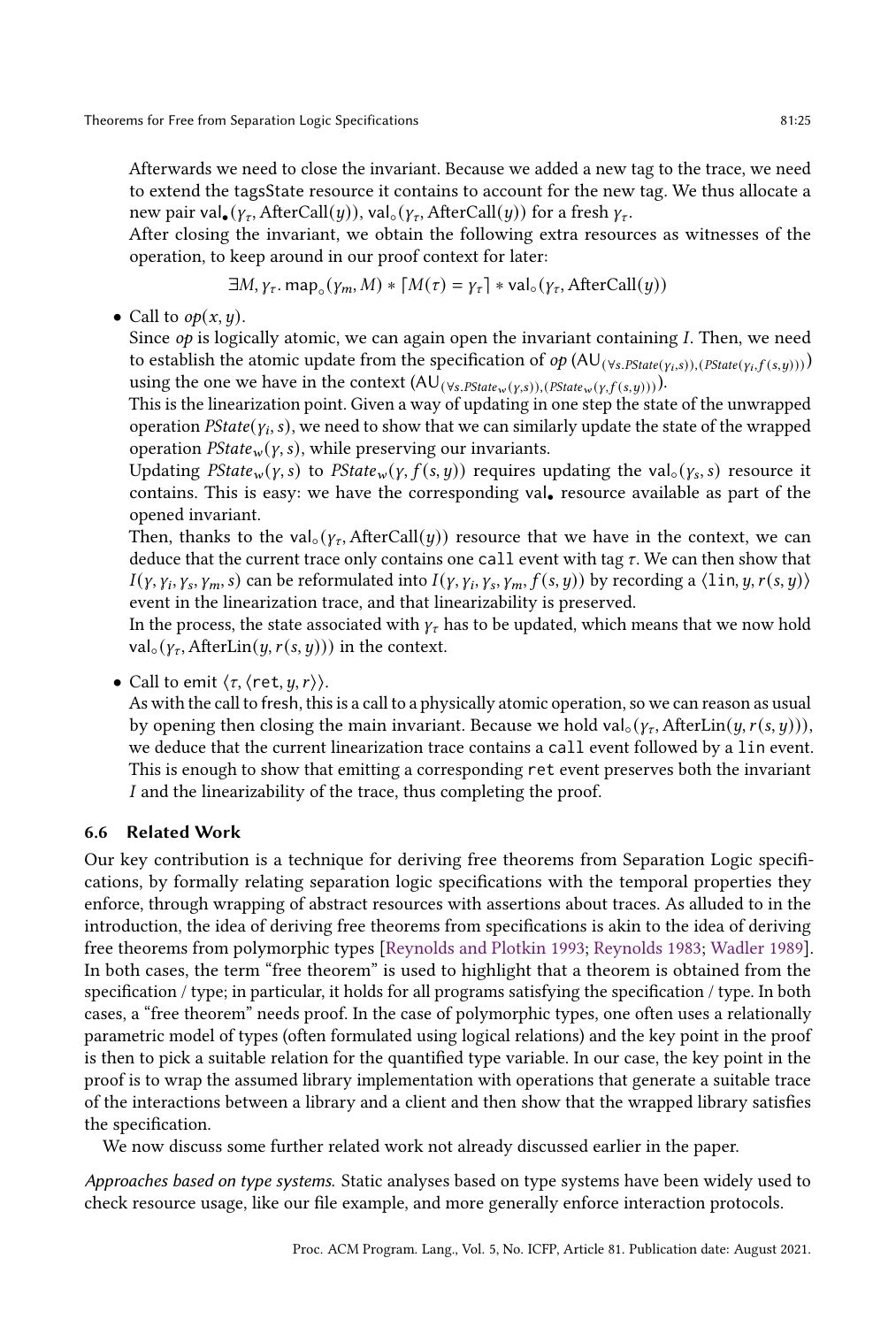Afterwards we need to close the invariant. Because we added a new tag to the trace, we need to extend the tagsState resource it contains to account for the new tag. We thus allocate a new pair $\mathsf{val}_\bullet(\gamma_\tau, \text{AfterCall}(y))$, $\mathsf{val}_\circ(\gamma_\tau, \text{AfterCall}(y))$ for a fresh $\gamma_\tau$.
After closing the invariant, we obtain the following extra resources as witnesses of the operation, to keep around in our proof context for later:

$$\exists M, \gamma_\tau.\ \mathsf{map}_\circ(\gamma_m, M) * \lceil M(\tau) = \gamma_\tau \rceil * \mathsf{val}_\circ(\gamma_\tau, \text{AfterCall}(y))$$

- Call to $op(x, y)$.
Since $op$ is logically atomic, we can again open the invariant containing $I$. Then, we need to establish the atomic update from the specification of $op$ ($\mathsf{AU}_{(\forall s. PState(\gamma_i, s)),(PState(\gamma_i, f(s,y)))}$) using the one we have in the context ($\mathsf{AU}_{(\forall s. PState_w(\gamma, s)),(PState_w(\gamma, f(s,y)))}$).
This is the linearization point. Given a way of updating in one step the state of the unwrapped operation $PState(\gamma_i, s)$, we need to show that we can similarly update the state of the wrapped operation $PState_w(\gamma, s)$, while preserving our invariants.
Updating $PState_w(\gamma, s)$ to $PState_w(\gamma, f(s, y))$ requires updating the $\mathsf{val}_\circ(\gamma_s, s)$ resource it contains. This is easy: we have the corresponding $\mathsf{val}_\bullet$ resource available as part of the opened invariant.
Then, thanks to the $\mathsf{val}_\circ(\gamma_\tau, \text{AfterCall}(y))$ resource that we have in the context, we can deduce that the current trace only contains one `call` event with tag $\tau$. We can then show that $I(\gamma, \gamma_i, \gamma_s, \gamma_m, s)$ can be reformulated into $I(\gamma, \gamma_i, \gamma_s, \gamma_m, f(s, y))$ by recording a $\langle \texttt{lin}, y, r(s, y) \rangle$ event in the linearization trace, and that linearizability is preserved.
In the process, the state associated with $\gamma_\tau$ has to be updated, which means that we now hold $\mathsf{val}_\circ(\gamma_\tau, \text{AfterLin}(y, r(s, y)))$ in the context.
- Call to emit $\langle \tau, \langle \texttt{ret}, y, r \rangle \rangle$.
As with the call to fresh, this is a call to a physically atomic operation, so we can reason as usual by opening then closing the main invariant. Because we hold $\mathsf{val}_\circ(\gamma_\tau, \text{AfterLin}(y, r(s, y)))$, we deduce that the current linearization trace contains a `call` event followed by a `lin` event. This is enough to show that emitting a corresponding `ret` event preserves both the invariant $I$ and the linearizability of the trace, thus completing the proof.

### 6.6 Related Work

Our key contribution is a technique for deriving free theorems from Separation Logic specifications, by formally relating separation logic specifications with the temporal properties they enforce, through wrapping of abstract resources with assertions about traces. As alluded to in the introduction, the idea of deriving free theorems from specifications is akin to the idea of deriving free theorems from polymorphic types [Reynolds and Plotkin 1993; Reynolds 1983; Wadler 1989]. In both cases, the term "free theorem" is used to highlight that a theorem is obtained from the specification / type; in particular, it holds for all programs satisfying the specification / type. In both cases, a "free theorem" needs proof. In the case of polymorphic types, one often uses a relationally parametric model of types (often formulated using logical relations) and the key point in the proof is then to pick a suitable relation for the quantified type variable. In our case, the key point in the proof is to wrap the assumed library implementation with operations that generate a suitable trace of the interactions between a library and a client and then show that the wrapped library satisfies the specification.

We now discuss some further related work not already discussed earlier in the paper.

*Approaches based on type systems.* Static analyses based on type systems have been widely used to check resource usage, like our file example, and more generally enforce interaction protocols.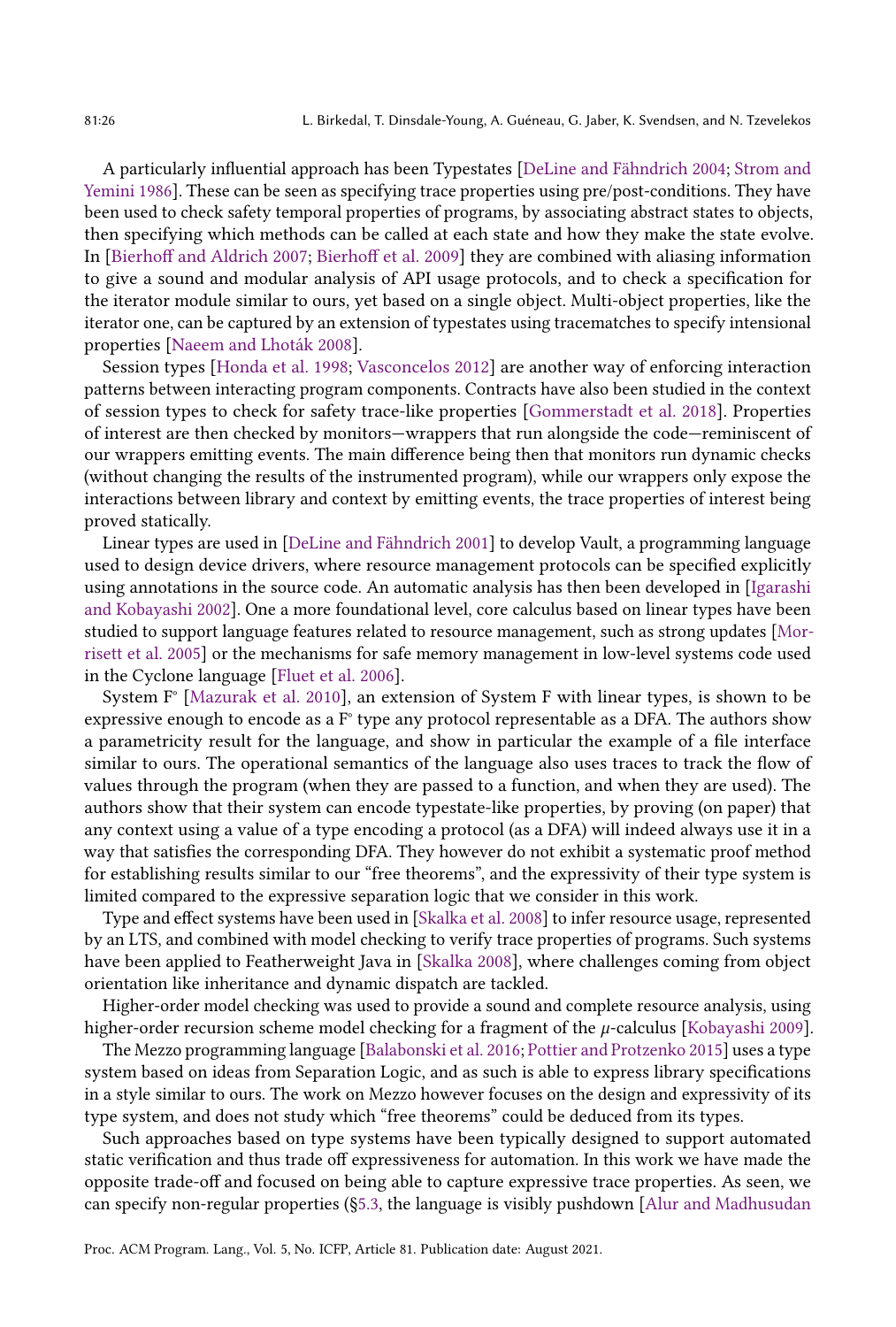A particularly influential approach has been Typestates [DeLine and Fähndrich 2004; Strom and Yemini 1986]. These can be seen as specifying trace properties using pre/post-conditions. They have been used to check safety temporal properties of programs, by associating abstract states to objects, then specifying which methods can be called at each state and how they make the state evolve. In [Bierhoff and Aldrich 2007; Bierhoff et al. 2009] they are combined with aliasing information to give a sound and modular analysis of API usage protocols, and to check a specification for the iterator module similar to ours, yet based on a single object. Multi-object properties, like the iterator one, can be captured by an extension of typestates using tracematches to specify intensional properties [Naeem and Lhoták 2008].

Session types [Honda et al. 1998; Vasconcelos 2012] are another way of enforcing interaction patterns between interacting program components. Contracts have also been studied in the context of session types to check for safety trace-like properties [Gommerstadt et al. 2018]. Properties of interest are then checked by monitors—wrappers that run alongside the code—reminiscent of our wrappers emitting events. The main difference being then that monitors run dynamic checks (without changing the results of the instrumented program), while our wrappers only expose the interactions between library and context by emitting events, the trace properties of interest being proved statically.

Linear types are used in [DeLine and Fähndrich 2001] to develop Vault, a programming language used to design device drivers, where resource management protocols can be specified explicitly using annotations in the source code. An automatic analysis has then been developed in [Igarashi and Kobayashi 2002]. One a more foundational level, core calculus based on linear types have been studied to support language features related to resource management, such as strong updates [Morrisett et al. 2005] or the mechanisms for safe memory management in low-level systems code used in the Cyclone language [Fluet et al. 2006].

System $F^{\circ}$ [Mazurak et al. 2010], an extension of System F with linear types, is shown to be expressive enough to encode as a $F^{\circ}$ type any protocol representable as a DFA. The authors show a parametricity result for the language, and show in particular the example of a file interface similar to ours. The operational semantics of the language also uses traces to track the flow of values through the program (when they are passed to a function, and when they are used). The authors show that their system can encode typestate-like properties, by proving (on paper) that any context using a value of a type encoding a protocol (as a DFA) will indeed always use it in a way that satisfies the corresponding DFA. They however do not exhibit a systematic proof method for establishing results similar to our "free theorems", and the expressivity of their type system is limited compared to the expressive separation logic that we consider in this work.

Type and effect systems have been used in [Skalka et al. 2008] to infer resource usage, represented by an LTS, and combined with model checking to verify trace properties of programs. Such systems have been applied to Featherweight Java in [Skalka 2008], where challenges coming from object orientation like inheritance and dynamic dispatch are tackled.

Higher-order model checking was used to provide a sound and complete resource analysis, using higher-order recursion scheme model checking for a fragment of the $\mu$-calculus [Kobayashi 2009].

The Mezzo programming language [Balabonski et al. 2016; Pottier and Protzenko 2015] uses a type system based on ideas from Separation Logic, and as such is able to express library specifications in a style similar to ours. The work on Mezzo however focuses on the design and expressivity of its type system, and does not study which "free theorems" could be deduced from its types.

Such approaches based on type systems have been typically designed to support automated static verification and thus trade off expressiveness for automation. In this work we have made the opposite trade-off and focused on being able to capture expressive trace properties. As seen, we can specify non-regular properties (§5.3, the language is visibly pushdown [Alur and Madhusudan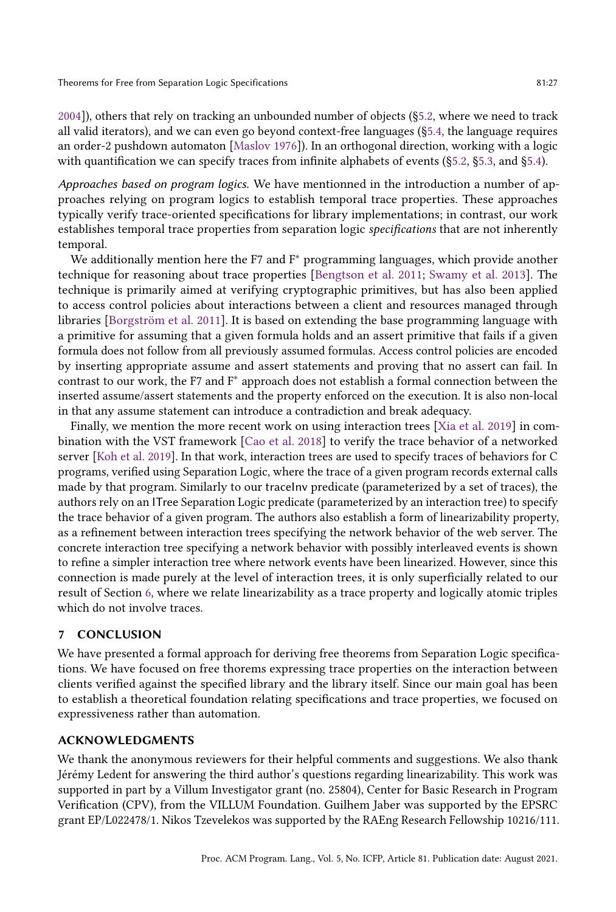2004]), others that rely on tracking an unbounded number of objects (§5.2, where we need to track all valid iterators), and we can even go beyond context-free languages (§5.4, the language requires an order-2 pushdown automaton [Maslov 1976]). In an orthogonal direction, working with a logic with quantification we can specify traces from infinite alphabets of events (§5.2, §5.3, and §5.4).

*Approaches based on program logics.* We have mentionned in the introduction a number of approaches relying on program logics to establish temporal trace properties. These approaches typically verify trace-oriented specifications for library implementations; in contrast, our work establishes temporal trace properties from separation logic *specifications* that are not inherently temporal.

We additionally mention here the F7 and F* programming languages, which provide another technique for reasoning about trace properties [Bengtson et al. 2011; Swamy et al. 2013]. The technique is primarily aimed at verifying cryptographic primitives, but has also been applied to access control policies about interactions between a client and resources managed through libraries [Borgström et al. 2011]. It is based on extending the base programming language with a primitive for assuming that a given formula holds and an assert primitive that fails if a given formula does not follow from all previously assumed formulas. Access control policies are encoded by inserting appropriate assume and assert statements and proving that no assert can fail. In contrast to our work, the F7 and F* approach does not establish a formal connection between the inserted assume/assert statements and the property enforced on the execution. It is also non-local in that any assume statement can introduce a contradiction and break adequacy.

Finally, we mention the more recent work on using interaction trees [Xia et al. 2019] in combination with the VST framework [Cao et al. 2018] to verify the trace behavior of a networked server [Koh et al. 2019]. In that work, interaction trees are used to specify traces of behaviors for C programs, verified using Separation Logic, where the trace of a given program records external calls made by that program. Similarly to our traceInv predicate (parameterized by a set of traces), the authors rely on an ITree Separation Logic predicate (parameterized by an interaction tree) to specify the trace behavior of a given program. The authors also establish a form of linearizability property, as a refinement between interaction trees specifying the network behavior of the web server. The concrete interaction tree specifying a network behavior with possibly interleaved events is shown to refine a simpler interaction tree where network events have been linearized. However, since this connection is made purely at the level of interaction trees, it is only superficially related to our result of Section 6, where we relate linearizability as a trace property and logically atomic triples which do not involve traces.

## 7 CONCLUSION

We have presented a formal approach for deriving free theorems from Separation Logic specifications. We have focused on free thorems expressing trace properties on the interaction between clients verified against the specified library and the library itself. Since our main goal has been to establish a theoretical foundation relating specifications and trace properties, we focused on expressiveness rather than automation.

## ACKNOWLEDGMENTS

We thank the anonymous reviewers for their helpful comments and suggestions. We also thank Jérémy Ledent for answering the third author's questions regarding linearizability. This work was supported in part by a Villum Investigator grant (no. 25804), Center for Basic Research in Program Verification (CPV), from the VILLUM Foundation. Guilhem Jaber was supported by the EPSRC grant EP/L022478/1. Nikos Tzevelekos was supported by the RAEng Research Fellowship 10216/111.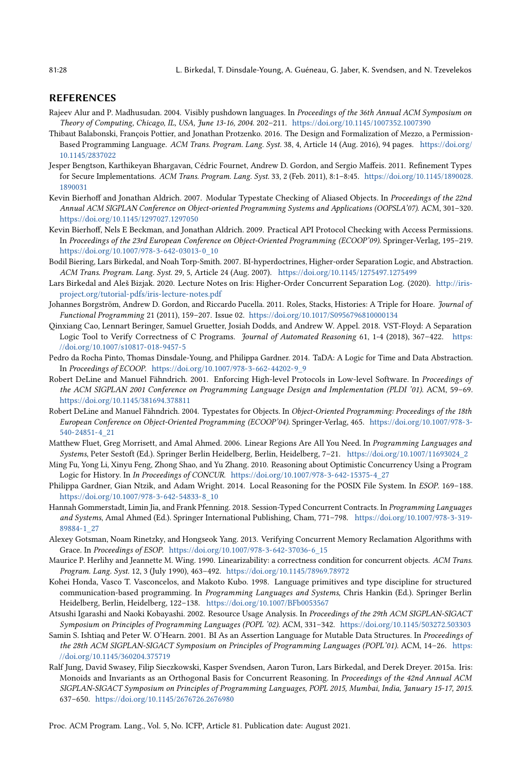## REFERENCES

Rajeev Alur and P. Madhusudan. 2004. Visibly pushdown languages. In *Proceedings of the 36th Annual ACM Symposium on Theory of Computing, Chicago, IL, USA, June 13-16, 2004*. 202–211. https://doi.org/10.1145/1007352.1007390

Thibaut Balabonski, François Pottier, and Jonathan Protzenko. 2016. The Design and Formalization of Mezzo, a Permission-Based Programming Language. *ACM Trans. Program. Lang. Syst.* 38, 4, Article 14 (Aug. 2016), 94 pages. https://doi.org/10.1145/2837022

Jesper Bengtson, Karthikeyan Bhargavan, Cédric Fournet, Andrew D. Gordon, and Sergio Maffeis. 2011. Refinement Types for Secure Implementations. *ACM Trans. Program. Lang. Syst.* 33, 2 (Feb. 2011), 8:1–8:45. https://doi.org/10.1145/1890028.1890031

Kevin Bierhoff and Jonathan Aldrich. 2007. Modular Typestate Checking of Aliased Objects. In *Proceedings of the 22nd Annual ACM SIGPLAN Conference on Object-oriented Programming Systems and Applications (OOPSLA'07)*. ACM, 301–320. https://doi.org/10.1145/1297027.1297050

Kevin Bierhoff, Nels E Beckman, and Jonathan Aldrich. 2009. Practical API Protocol Checking with Access Permissions. In *Proceedings of the 23rd European Conference on Object-Oriented Programming (ECOOP'09)*. Springer-Verlag, 195–219. https://doi.org/10.1007/978-3-642-03013-0_10

Bodil Biering, Lars Birkedal, and Noah Torp-Smith. 2007. BI-hyperdoctrines, Higher-order Separation Logic, and Abstraction. *ACM Trans. Program. Lang. Syst.* 29, 5, Article 24 (Aug. 2007). https://doi.org/10.1145/1275497.1275499

Lars Birkedal and Aleš Bizjak. 2020. Lecture Notes on Iris: Higher-Order Concurrent Separation Log. (2020). http://iris-project.org/tutorial-pdfs/iris-lecture-notes.pdf

Johannes Borgström, Andrew D. Gordon, and Riccardo Pucella. 2011. Roles, Stacks, Histories: A Triple for Hoare. *Journal of Functional Programming* 21 (2011), 159–207. Issue 02. https://doi.org/10.1017/S0956796810000134

Qinxiang Cao, Lennart Beringer, Samuel Gruetter, Josiah Dodds, and Andrew W. Appel. 2018. VST-Floyd: A Separation Logic Tool to Verify Correctness of C Programs. *Journal of Automated Reasoning* 61, 1-4 (2018), 367–422. https://doi.org/10.1007/s10817-018-9457-5

Pedro da Rocha Pinto, Thomas Dinsdale-Young, and Philippa Gardner. 2014. TaDA: A Logic for Time and Data Abstraction. In *Proceedings of ECOOP*. https://doi.org/10.1007/978-3-662-44202-9_9

Robert DeLine and Manuel Fähndrich. 2001. Enforcing High-level Protocols in Low-level Software. In *Proceedings of the ACM SIGPLAN 2001 Conference on Programming Language Design and Implementation (PLDI '01)*. ACM, 59–69. https://doi.org/10.1145/381694.378811

Robert DeLine and Manuel Fähndrich. 2004. Typestates for Objects. In *Object-Oriented Programming: Proceedings of the 18th European Conference on Object-Oriented Programming (ECOOP'04)*. Springer-Verlag, 465. https://doi.org/10.1007/978-3-540-24851-4_21

Matthew Fluet, Greg Morrisett, and Amal Ahmed. 2006. Linear Regions Are All You Need. In *Programming Languages and Systems*, Peter Sestoft (Ed.). Springer Berlin Heidelberg, Berlin, Heidelberg, 7–21. https://doi.org/10.1007/11693024_2

Ming Fu, Yong Li, Xinyu Feng, Zhong Shao, and Yu Zhang. 2010. Reasoning about Optimistic Concurrency Using a Program Logic for History. In *In Proceedings of CONCUR*. https://doi.org/10.1007/978-3-642-15375-4_27

Philippa Gardner, Gian Ntzik, and Adam Wright. 2014. Local Reasoning for the POSIX File System. In *ESOP*. 169–188. https://doi.org/10.1007/978-3-642-54833-8_10

Hannah Gommerstadt, Limin Jia, and Frank Pfenning. 2018. Session-Typed Concurrent Contracts. In *Programming Languages and Systems*, Amal Ahmed (Ed.). Springer International Publishing, Cham, 771–798. https://doi.org/10.1007/978-3-319-89884-1_27

Alexey Gotsman, Noam Rinetzky, and Hongseok Yang. 2013. Verifying Concurrent Memory Reclamation Algorithms with Grace. In *Proceedings of ESOP*. https://doi.org/10.1007/978-3-642-37036-6_15

Maurice P. Herlihy and Jeannette M. Wing. 1990. Linearizability: a correctness condition for concurrent objects. *ACM Trans. Program. Lang. Syst.* 12, 3 (July 1990), 463–492. https://doi.org/10.1145/78969.78972

Kohei Honda, Vasco T. Vasconcelos, and Makoto Kubo. 1998. Language primitives and type discipline for structured communication-based programming. In *Programming Languages and Systems*, Chris Hankin (Ed.). Springer Berlin Heidelberg, Berlin, Heidelberg, 122–138. https://doi.org/10.1007/BFb0053567

Atsushi Igarashi and Naoki Kobayashi. 2002. Resource Usage Analysis. In *Proceedings of the 29th ACM SIGPLAN-SIGACT Symposium on Principles of Programming Languages (POPL '02)*. ACM, 331–342. https://doi.org/10.1145/503272.503303

Samin S. Ishtiaq and Peter W. O'Hearn. 2001. BI As an Assertion Language for Mutable Data Structures. In *Proceedings of the 28th ACM SIGPLAN-SIGACT Symposium on Principles of Programming Languages (POPL'01)*. ACM, 14–26. https://doi.org/10.1145/360204.375719

Ralf Jung, David Swasey, Filip Sieczkowski, Kasper Svendsen, Aaron Turon, Lars Birkedal, and Derek Dreyer. 2015a. Iris: Monoids and Invariants as an Orthogonal Basis for Concurrent Reasoning. In *Proceedings of the 42nd Annual ACM SIGPLAN-SIGACT Symposium on Principles of Programming Languages, POPL 2015, Mumbai, India, January 15-17, 2015*. 637–650. https://doi.org/10.1145/2676726.2676980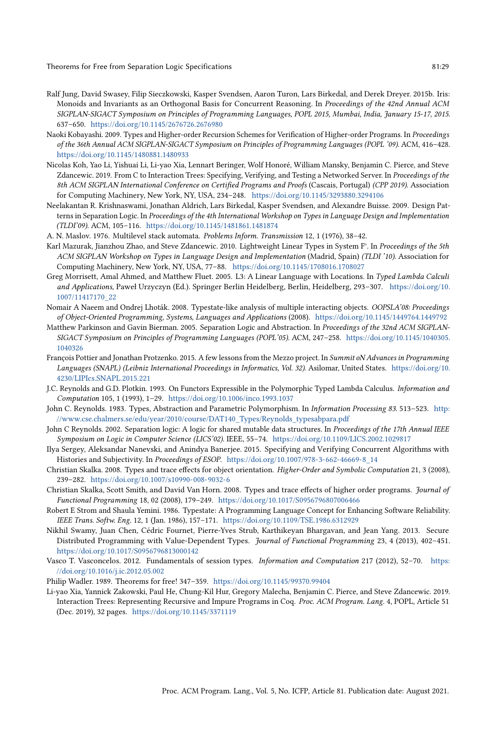Ralf Jung, David Swasey, Filip Sieczkowski, Kasper Svendsen, Aaron Turon, Lars Birkedal, and Derek Dreyer. 2015b. Iris: Monoids and Invariants as an Orthogonal Basis for Concurrent Reasoning. In *Proceedings of the 42nd Annual ACM SIGPLAN-SIGACT Symposium on Principles of Programming Languages, POPL 2015, Mumbai, India, January 15-17, 2015*. 637–650. https://doi.org/10.1145/2676726.2676980

Naoki Kobayashi. 2009. Types and Higher-order Recursion Schemes for Verification of Higher-order Programs. In *Proceedings of the 36th Annual ACM SIGPLAN-SIGACT Symposium on Principles of Programming Languages (POPL '09)*. ACM, 416–428. https://doi.org/10.1145/1480881.1480933

Nicolas Koh, Yao Li, Yishuai Li, Li-yao Xia, Lennart Beringer, Wolf Honoré, William Mansky, Benjamin C. Pierce, and Steve Zdancewic. 2019. From C to Interaction Trees: Specifying, Verifying, and Testing a Networked Server. In *Proceedings of the 8th ACM SIGPLAN International Conference on Certified Programs and Proofs* (Cascais, Portugal) *(CPP 2019)*. Association for Computing Machinery, New York, NY, USA, 234–248. https://doi.org/10.1145/3293880.3294106

Neelakantan R. Krishnaswami, Jonathan Aldrich, Lars Birkedal, Kasper Svendsen, and Alexandre Buisse. 2009. Design Patterns in Separation Logic. In *Proceedings of the 4th International Workshop on Types in Language Design and Implementation (TLDI'09)*. ACM, 105–116. https://doi.org/10.1145/1481861.1481874

A. N. Maslov. 1976. Multilevel stack automata. *Problems Inform. Transmission* 12, 1 (1976), 38–42.

Karl Mazurak, Jianzhou Zhao, and Steve Zdancewic. 2010. Lightweight Linear Types in System F°. In *Proceedings of the 5th ACM SIGPLAN Workshop on Types in Language Design and Implementation* (Madrid, Spain) *(TLDI '10)*. Association for Computing Machinery, New York, NY, USA, 77–88. https://doi.org/10.1145/1708016.1708027

Greg Morrisett, Amal Ahmed, and Matthew Fluet. 2005. L3: A Linear Language with Locations. In *Typed Lambda Calculi and Applications*, Paweł Urzyczyn (Ed.). Springer Berlin Heidelberg, Berlin, Heidelberg, 293–307. https://doi.org/10.1007/11417170_22

Nomair A Naeem and Ondrej Lhoták. 2008. Typestate-like analysis of multiple interacting objects. *OOPSLA'08: Proceedings of Object-Oriented Programming, Systems, Languages and Applications* (2008). https://doi.org/10.1145/1449764.1449792

Matthew Parkinson and Gavin Bierman. 2005. Separation Logic and Abstraction. In *Proceedings of the 32nd ACM SIGPLAN-SIGACT Symposium on Principles of Programming Languages (POPL'05)*. ACM, 247–258. https://doi.org/10.1145/1040305.1040326

François Pottier and Jonathan Protzenko. 2015. A few lessons from the Mezzo project. In *Summit oN Advances in Programming Languages (SNAPL) (Leibniz International Proceedings in Informatics, Vol. 32)*. Asilomar, United States. https://doi.org/10.4230/LIPIcs.SNAPL.2015.221

J.C. Reynolds and G.D. Plotkin. 1993. On Functors Expressible in the Polymorphic Typed Lambda Calculus. *Information and Computation* 105, 1 (1993), 1–29. https://doi.org/10.1006/inco.1993.1037

John C. Reynolds. 1983. Types, Abstraction and Parametric Polymorphism. In *Information Processing 83*. 513–523. http://www.cse.chalmers.se/edu/year/2010/course/DAT140_Types/Reynolds_typesabpara.pdf

John C Reynolds. 2002. Separation logic: A logic for shared mutable data structures. In *Proceedings of the 17th Annual IEEE Symposium on Logic in Computer Science (LICS'02)*. IEEE, 55–74. https://doi.org/10.1109/LICS.2002.1029817

Ilya Sergey, Aleksandar Nanevski, and Anindya Banerjee. 2015. Specifying and Verifying Concurrent Algorithms with Histories and Subjectivity. In *Proceedings of ESOP*. https://doi.org/10.1007/978-3-662-46669-8_14

Christian Skalka. 2008. Types and trace effects for object orientation. *Higher-Order and Symbolic Computation* 21, 3 (2008), 239–282. https://doi.org/10.1007/s10990-008-9032-6

Christian Skalka, Scott Smith, and David Van Horn. 2008. Types and trace effects of higher order programs. *Journal of Functional Programming* 18, 02 (2008), 179–249. https://doi.org/10.1017/S0956796807006466

Robert E Strom and Shaula Yemini. 1986. Typestate: A Programming Language Concept for Enhancing Software Reliability. *IEEE Trans. Softw. Eng.* 12, 1 (Jan. 1986), 157–171. https://doi.org/10.1109/TSE.1986.6312929

Nikhil Swamy, Juan Chen, Cédric Fournet, Pierre-Yves Strub, Karthikeyan Bhargavan, and Jean Yang. 2013. Secure Distributed Programming with Value-Dependent Types. *Journal of Functional Programming* 23, 4 (2013), 402–451. https://doi.org/10.1017/S0956796813000142

Vasco T. Vasconcelos. 2012. Fundamentals of session types. *Information and Computation* 217 (2012), 52–70. https://doi.org/10.1016/j.ic.2012.05.002

Philip Wadler. 1989. Theorems for free! 347–359. https://doi.org/10.1145/99370.99404

Li-yao Xia, Yannick Zakowski, Paul He, Chung-Kil Hur, Gregory Malecha, Benjamin C. Pierce, and Steve Zdancewic. 2019. Interaction Trees: Representing Recursive and Impure Programs in Coq. *Proc. ACM Program. Lang.* 4, POPL, Article 51 (Dec. 2019), 32 pages. https://doi.org/10.1145/3371119